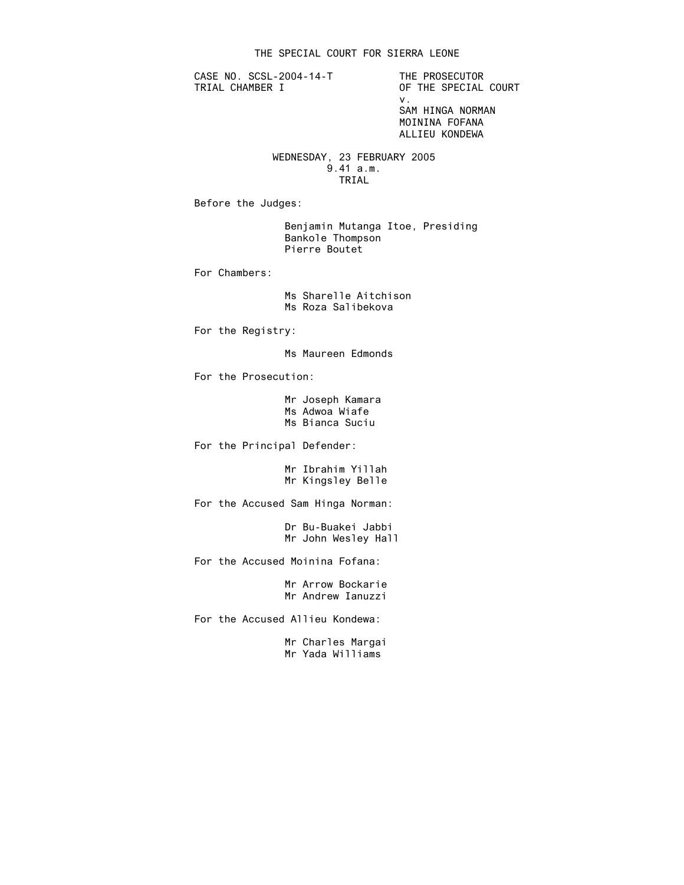# THE SPECIAL COURT FOR SIERRA LEONE

CASE NO. SCSL-2004-14-T
TRIAL CHAMBER I

THE PROSECUTOR
OF THE SPECIAL COURT
v.
SAM HINGA NORMAN
MOININA FOFANA
ALLIEU KONDEWA

WEDNESDAY, 23 FEBRUARY 2005
9.41 a.m.
TRIAL

Before the Judges:

Benjamin Mutanga Itoe, Presiding
Bankole Thompson
Pierre Boutet

For Chambers:

Ms Sharelle Aitchison
Ms Roza Salibekova

For the Registry:

Ms Maureen Edmonds

For the Prosecution:

Mr Joseph Kamara
Ms Adwoa Wiafe
Ms Bianca Suciu

For the Principal Defender:

Mr Ibrahim Yillah
Mr Kingsley Belle

For the Accused Sam Hinga Norman:

Dr Bu-Buakei Jabbi
Mr John Wesley Hall

For the Accused Moinina Fofana:

Mr Arrow Bockarie
Mr Andrew Ianuzzi

For the Accused Allieu Kondewa:

Mr Charles Margai
Mr Yada Williams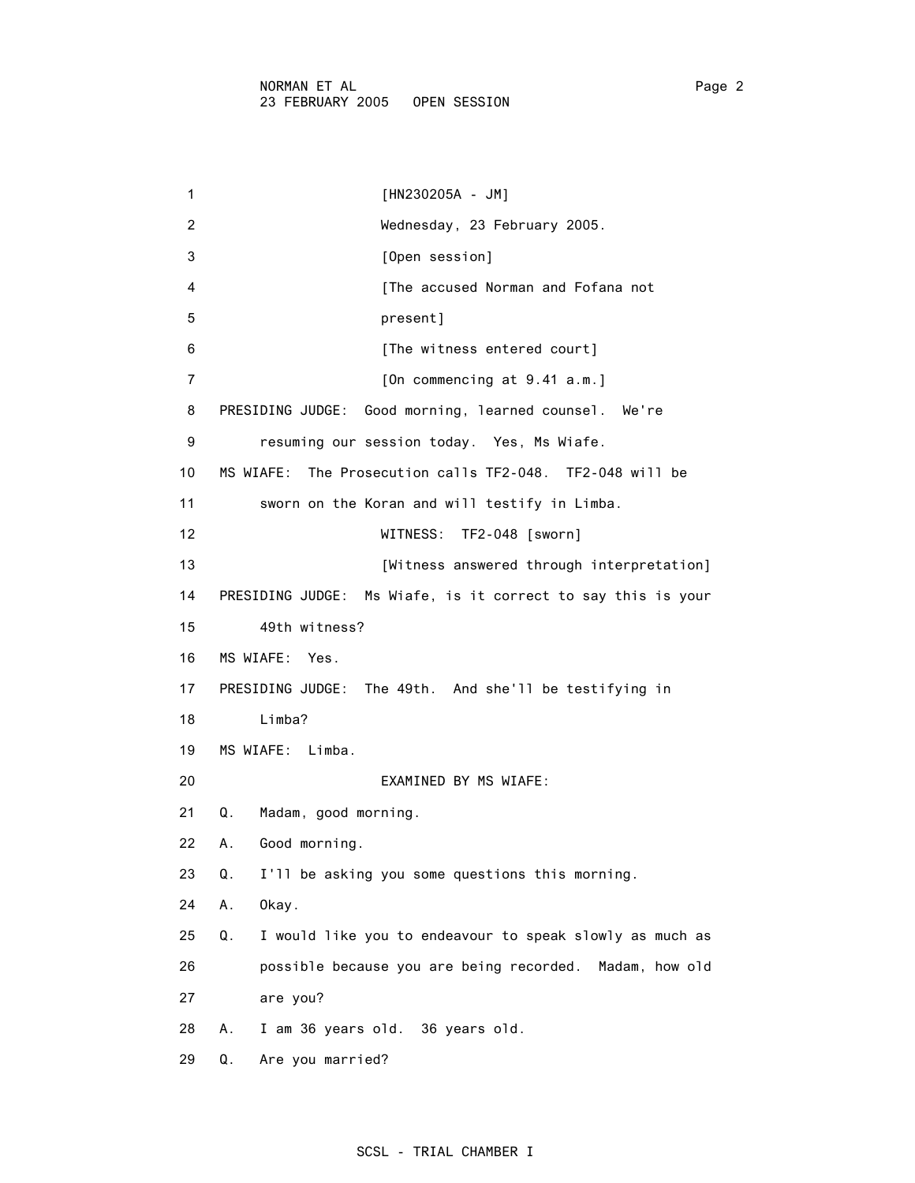[HN230205A - JM]

Wednesday, 23 February 2005.

[Open session]

[The accused Norman and Fofana not present]

[The witness entered court]

[On commencing at 9.41 a.m.]

PRESIDING JUDGE: Good morning, learned counsel. We're resuming our session today. Yes, Ms Wiafe.

MS WIAFE: The Prosecution calls TF2-048. TF2-048 will be sworn on the Koran and will testify in Limba.

WITNESS: TF2-048 [sworn]

[Witness answered through interpretation]

PRESIDING JUDGE: Ms Wiafe, is it correct to say this is your 49th witness?

MS WIAFE: Yes.

PRESIDING JUDGE: The 49th. And she'll be testifying in Limba?

MS WIAFE: Limba.

EXAMINED BY MS WIAFE:

Q. Madam, good morning.

A. Good morning.

Q. I'll be asking you some questions this morning.

A. Okay.

Q. I would like you to endeavour to speak slowly as much as possible because you are being recorded. Madam, how old are you?

A. I am 36 years old. 36 years old.

Q. Are you married?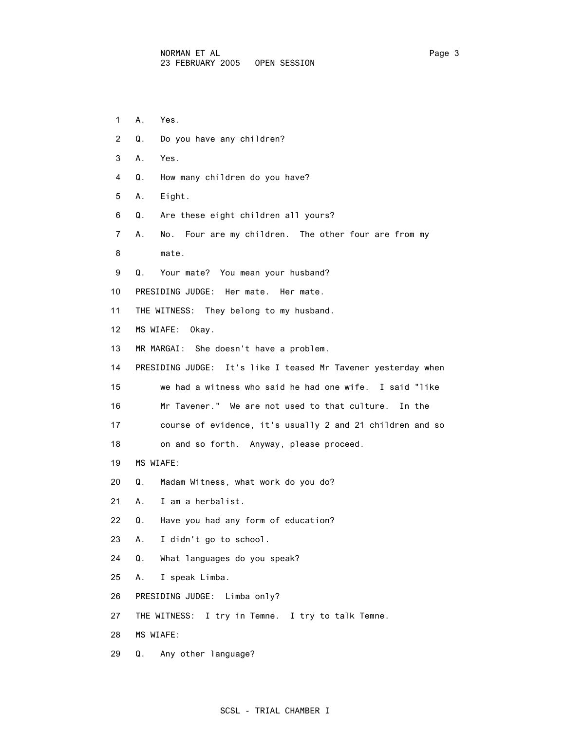1 A. Yes.

2 Q. Do you have any children?

3 A. Yes.

4 Q. How many children do you have?

5 A. Eight.

6 Q. Are these eight children all yours?

7 A. No. Four are my children. The other four are from my

8 mate.

9 Q. Your mate? You mean your husband?

10 PRESIDING JUDGE: Her mate. Her mate.

11 THE WITNESS: They belong to my husband.

12 MS WIAFE: Okay.

13 MR MARGAI: She doesn't have a problem.

14 PRESIDING JUDGE: It's like I teased Mr Tavener yesterday when

15 we had a witness who said he had one wife. I said "like

16 Mr Tavener." We are not used to that culture. In the

17 course of evidence, it's usually 2 and 21 children and so

18 on and so forth. Anyway, please proceed.

19 MS WIAFE:

20 Q. Madam Witness, what work do you do?

21 A. I am a herbalist.

22 Q. Have you had any form of education?

23 A. I didn't go to school.

24 Q. What languages do you speak?

25 A. I speak Limba.

26 PRESIDING JUDGE: Limba only?

27 THE WITNESS: I try in Temne. I try to talk Temne.

28 MS WIAFE:

29 Q. Any other language?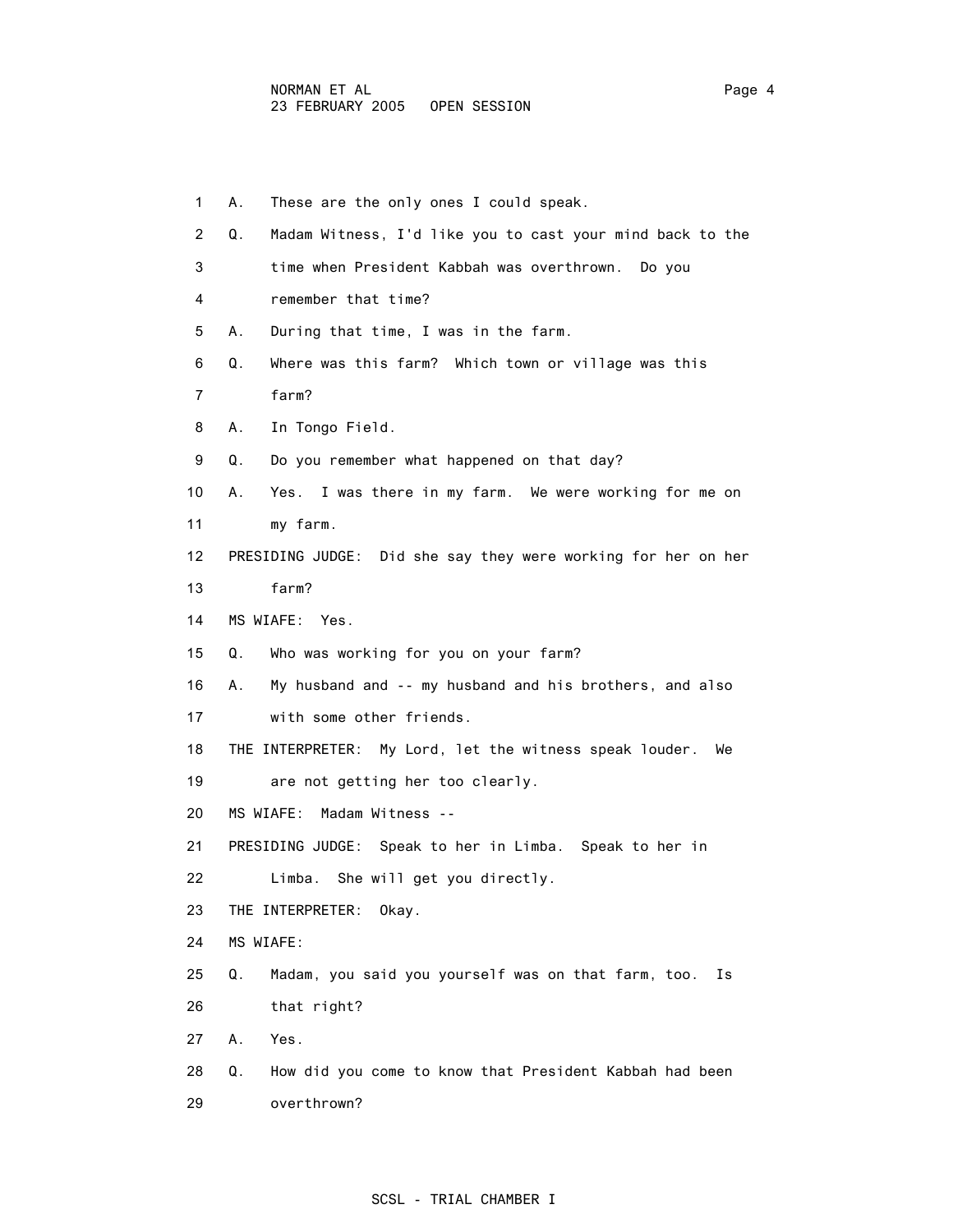1 A. These are the only ones I could speak.

2 Q. Madam Witness, I'd like you to cast your mind back to the

3 time when President Kabbah was overthrown. Do you

4 remember that time?

5 A. During that time, I was in the farm.

6 Q. Where was this farm? Which town or village was this

7 farm?

8 A. In Tongo Field.

9 Q. Do you remember what happened on that day?

10 A. Yes. I was there in my farm. We were working for me on

11 my farm.

12 PRESIDING JUDGE: Did she say they were working for her on her

13 farm?

14 MS WIAFE: Yes.

15 Q. Who was working for you on your farm?

16 A. My husband and -- my husband and his brothers, and also

17 with some other friends.

18 THE INTERPRETER: My Lord, let the witness speak louder. We

19 are not getting her too clearly.

20 MS WIAFE: Madam Witness --

21 PRESIDING JUDGE: Speak to her in Limba. Speak to her in

22 Limba. She will get you directly.

23 THE INTERPRETER: Okay.

24 MS WIAFE:

25 Q. Madam, you said you yourself was on that farm, too. Is

26 that right?

27 A. Yes.

28 Q. How did you come to know that President Kabbah had been

29 overthrown?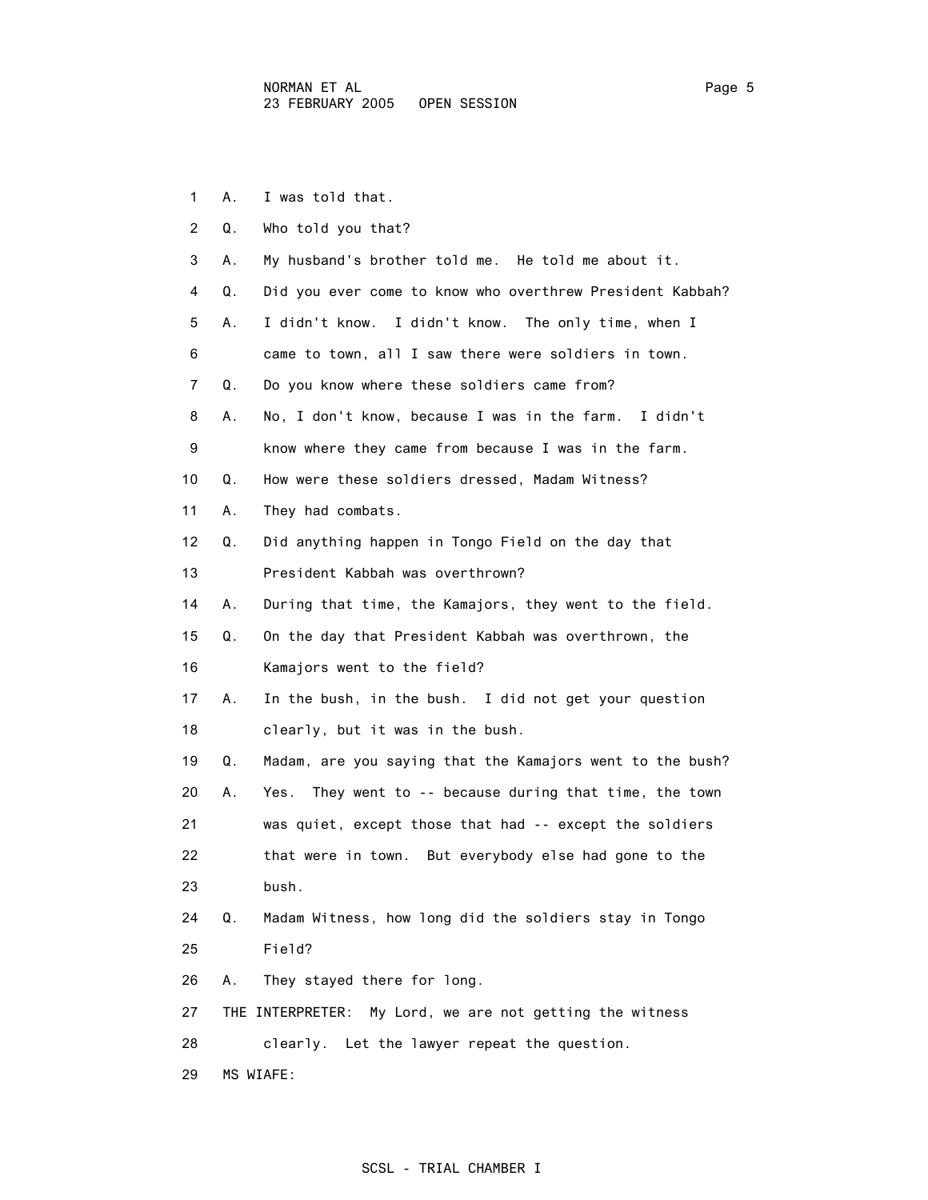1 A. I was told that.

2 Q. Who told you that?

3 A. My husband's brother told me. He told me about it.

4 Q. Did you ever come to know who overthrew President Kabbah?

5 A. I didn't know. I didn't know. The only time, when I

6 came to town, all I saw there were soldiers in town.

7 Q. Do you know where these soldiers came from?

8 A. No, I don't know, because I was in the farm. I didn't

9 know where they came from because I was in the farm.

10 Q. How were these soldiers dressed, Madam Witness?

11 A. They had combats.

12 Q. Did anything happen in Tongo Field on the day that

13 President Kabbah was overthrown?

14 A. During that time, the Kamajors, they went to the field.

15 Q. On the day that President Kabbah was overthrown, the

16 Kamajors went to the field?

17 A. In the bush, in the bush. I did not get your question

18 clearly, but it was in the bush.

19 Q. Madam, are you saying that the Kamajors went to the bush?

20 A. Yes. They went to -- because during that time, the town

21 was quiet, except those that had -- except the soldiers

22 that were in town. But everybody else had gone to the

23 bush.

24 Q. Madam Witness, how long did the soldiers stay in Tongo

25 Field?

26 A. They stayed there for long.

27 THE INTERPRETER: My Lord, we are not getting the witness

28 clearly. Let the lawyer repeat the question.

29 MS WIAFE: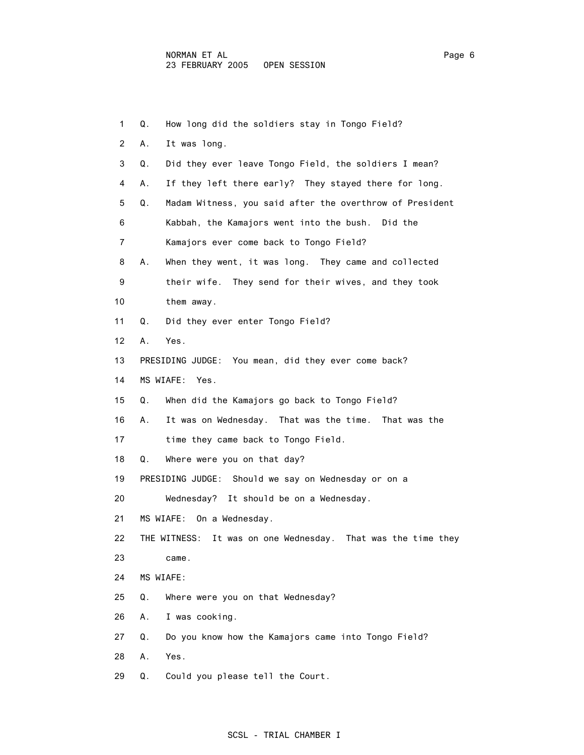1 Q. How long did the soldiers stay in Tongo Field?

2 A. It was long.

3 Q. Did they ever leave Tongo Field, the soldiers I mean?

4 A. If they left there early? They stayed there for long.

5 Q. Madam Witness, you said after the overthrow of President

6 Kabbah, the Kamajors went into the bush. Did the

7 Kamajors ever come back to Tongo Field?

8 A. When they went, it was long. They came and collected

9 their wife. They send for their wives, and they took

10 them away.

11 Q. Did they ever enter Tongo Field?

12 A. Yes.

13 PRESIDING JUDGE: You mean, did they ever come back?

14 MS WIAFE: Yes.

15 Q. When did the Kamajors go back to Tongo Field?

16 A. It was on Wednesday. That was the time. That was the

17 time they came back to Tongo Field.

18 Q. Where were you on that day?

19 PRESIDING JUDGE: Should we say on Wednesday or on a

20 Wednesday? It should be on a Wednesday.

21 MS WIAFE: On a Wednesday.

22 THE WITNESS: It was on one Wednesday. That was the time they

23 came.

24 MS WIAFE:

25 Q. Where were you on that Wednesday?

26 A. I was cooking.

27 Q. Do you know how the Kamajors came into Tongo Field?

28 A. Yes.

29 Q. Could you please tell the Court.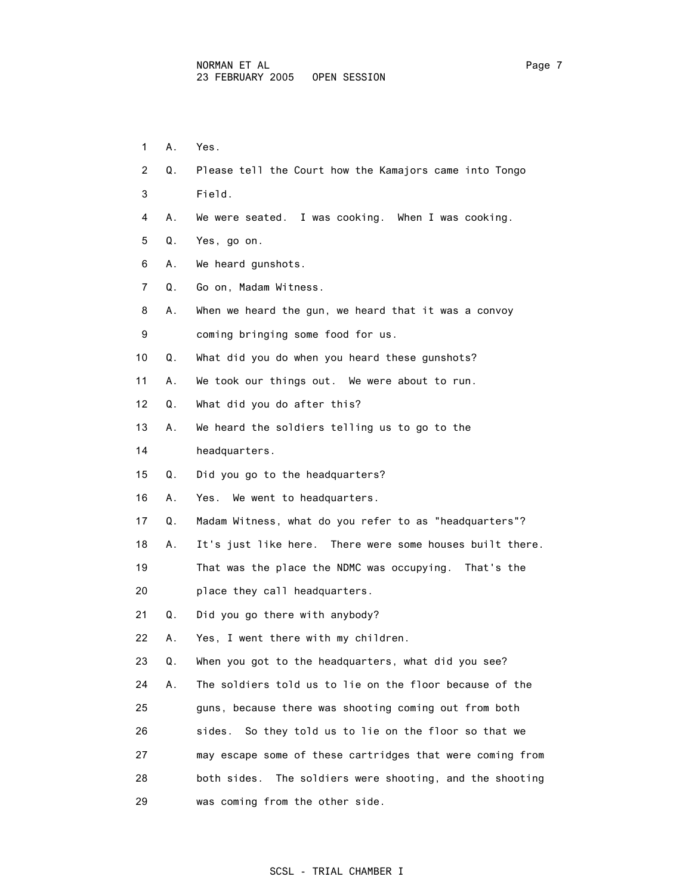1 A. Yes.

2 Q. Please tell the Court how the Kamajors came into Tongo

3 Field.

4 A. We were seated. I was cooking. When I was cooking.

5 Q. Yes, go on.

6 A. We heard gunshots.

7 Q. Go on, Madam Witness.

8 A. When we heard the gun, we heard that it was a convoy

9 coming bringing some food for us.

10 Q. What did you do when you heard these gunshots?

11 A. We took our things out. We were about to run.

12 Q. What did you do after this?

13 A. We heard the soldiers telling us to go to the

14 headquarters.

15 Q. Did you go to the headquarters?

16 A. Yes. We went to headquarters.

17 Q. Madam Witness, what do you refer to as "headquarters"?

18 A. It's just like here. There were some houses built there.

19 That was the place the NDMC was occupying. That's the

20 place they call headquarters.

21 Q. Did you go there with anybody?

22 A. Yes, I went there with my children.

23 Q. When you got to the headquarters, what did you see?

24 A. The soldiers told us to lie on the floor because of the

25 guns, because there was shooting coming out from both

26 sides. So they told us to lie on the floor so that we

27 may escape some of these cartridges that were coming from

28 both sides. The soldiers were shooting, and the shooting

29 was coming from the other side.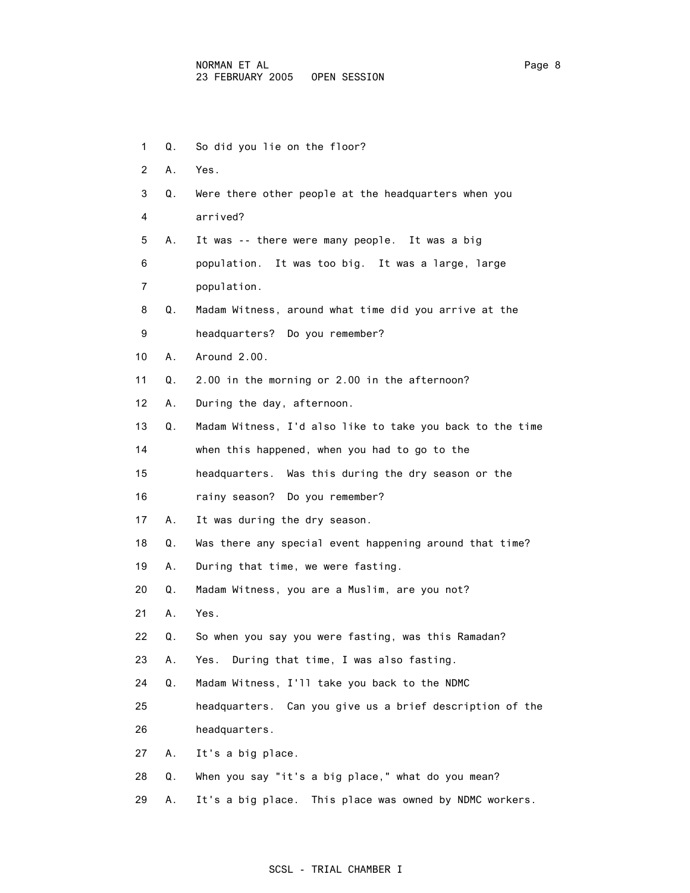1 Q. So did you lie on the floor?

2 A. Yes.

3 Q. Were there other people at the headquarters when you

4 arrived?

5 A. It was -- there were many people. It was a big

6 population. It was too big. It was a large, large

7 population.

8 Q. Madam Witness, around what time did you arrive at the

9 headquarters? Do you remember?

10 A. Around 2.00.

11 Q. 2.00 in the morning or 2.00 in the afternoon?

12 A. During the day, afternoon.

13 Q. Madam Witness, I'd also like to take you back to the time

14 when this happened, when you had to go to the

15 headquarters. Was this during the dry season or the

16 rainy season? Do you remember?

17 A. It was during the dry season.

18 Q. Was there any special event happening around that time?

19 A. During that time, we were fasting.

20 Q. Madam Witness, you are a Muslim, are you not?

21 A. Yes.

22 Q. So when you say you were fasting, was this Ramadan?

23 A. Yes. During that time, I was also fasting.

24 Q. Madam Witness, I'll take you back to the NDMC

25 headquarters. Can you give us a brief description of the

26 headquarters.

27 A. It's a big place.

28 Q. When you say "it's a big place," what do you mean?

29 A. It's a big place. This place was owned by NDMC workers.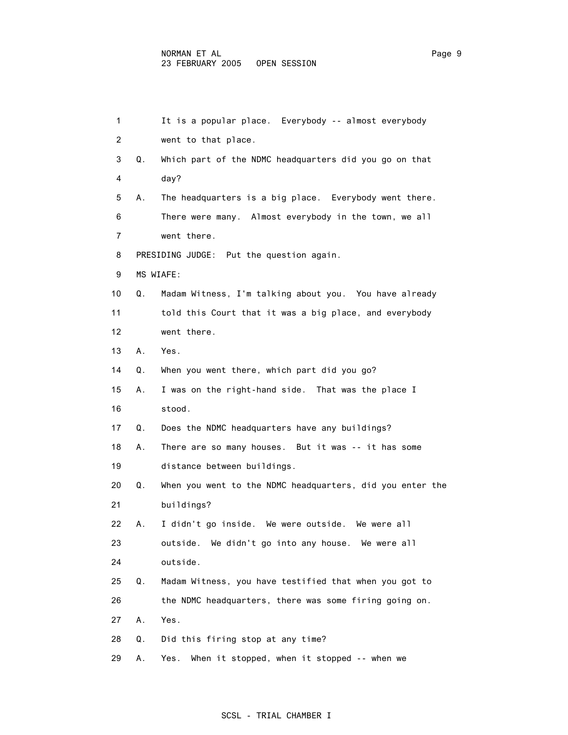1 It is a popular place. Everybody -- almost everybody
2 went to that place.
3 Q. Which part of the NDMC headquarters did you go on that
4 day?
5 A. The headquarters is a big place. Everybody went there.
6 There were many. Almost everybody in the town, we all
7 went there.
8 PRESIDING JUDGE: Put the question again.
9 MS WIAFE:
10 Q. Madam Witness, I'm talking about you. You have already
11 told this Court that it was a big place, and everybody
12 went there.
13 A. Yes.
14 Q. When you went there, which part did you go?
15 A. I was on the right-hand side. That was the place I
16 stood.
17 Q. Does the NDMC headquarters have any buildings?
18 A. There are so many houses. But it was -- it has some
19 distance between buildings.
20 Q. When you went to the NDMC headquarters, did you enter the
21 buildings?
22 A. I didn't go inside. We were outside. We were all
23 outside. We didn't go into any house. We were all
24 outside.
25 Q. Madam Witness, you have testified that when you got to
26 the NDMC headquarters, there was some firing going on.
27 A. Yes.
28 Q. Did this firing stop at any time?
29 A. Yes. When it stopped, when it stopped -- when we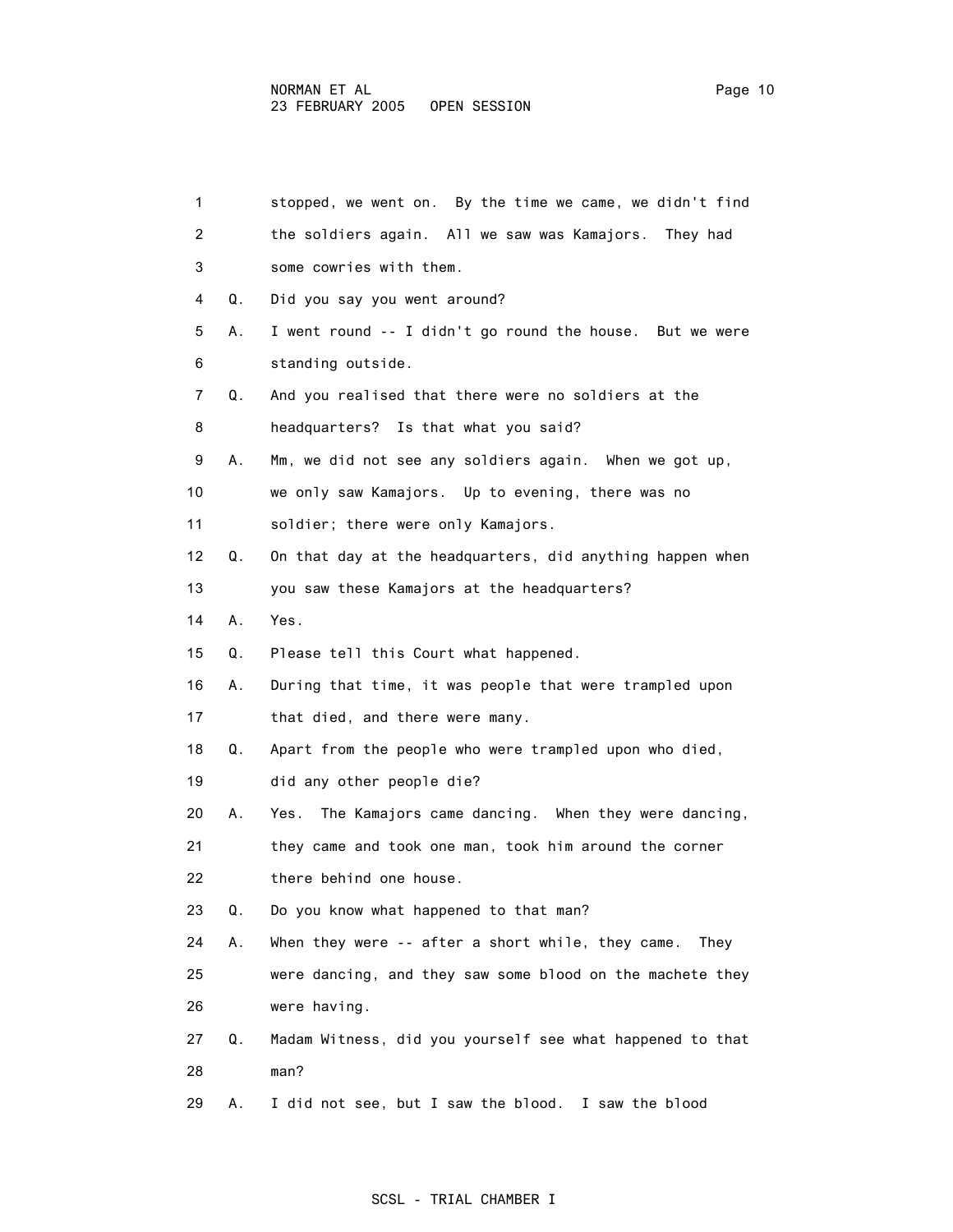stopped, we went on. By the time we came, we didn't find the soldiers again. All we saw was Kamajors. They had some cowries with them.

Q. Did you say you went around?

A. I went round -- I didn't go round the house. But we were standing outside.

Q. And you realised that there were no soldiers at the headquarters? Is that what you said?

A. Mm, we did not see any soldiers again. When we got up, we only saw Kamajors. Up to evening, there was no soldier; there were only Kamajors.

Q. On that day at the headquarters, did anything happen when you saw these Kamajors at the headquarters?

A. Yes.

Q. Please tell this Court what happened.

A. During that time, it was people that were trampled upon that died, and there were many.

Q. Apart from the people who were trampled upon who died, did any other people die?

A. Yes. The Kamajors came dancing. When they were dancing, they came and took one man, took him around the corner there behind one house.

Q. Do you know what happened to that man?

A. When they were -- after a short while, they came. They were dancing, and they saw some blood on the machete they were having.

Q. Madam Witness, did you yourself see what happened to that man?

A. I did not see, but I saw the blood. I saw the blood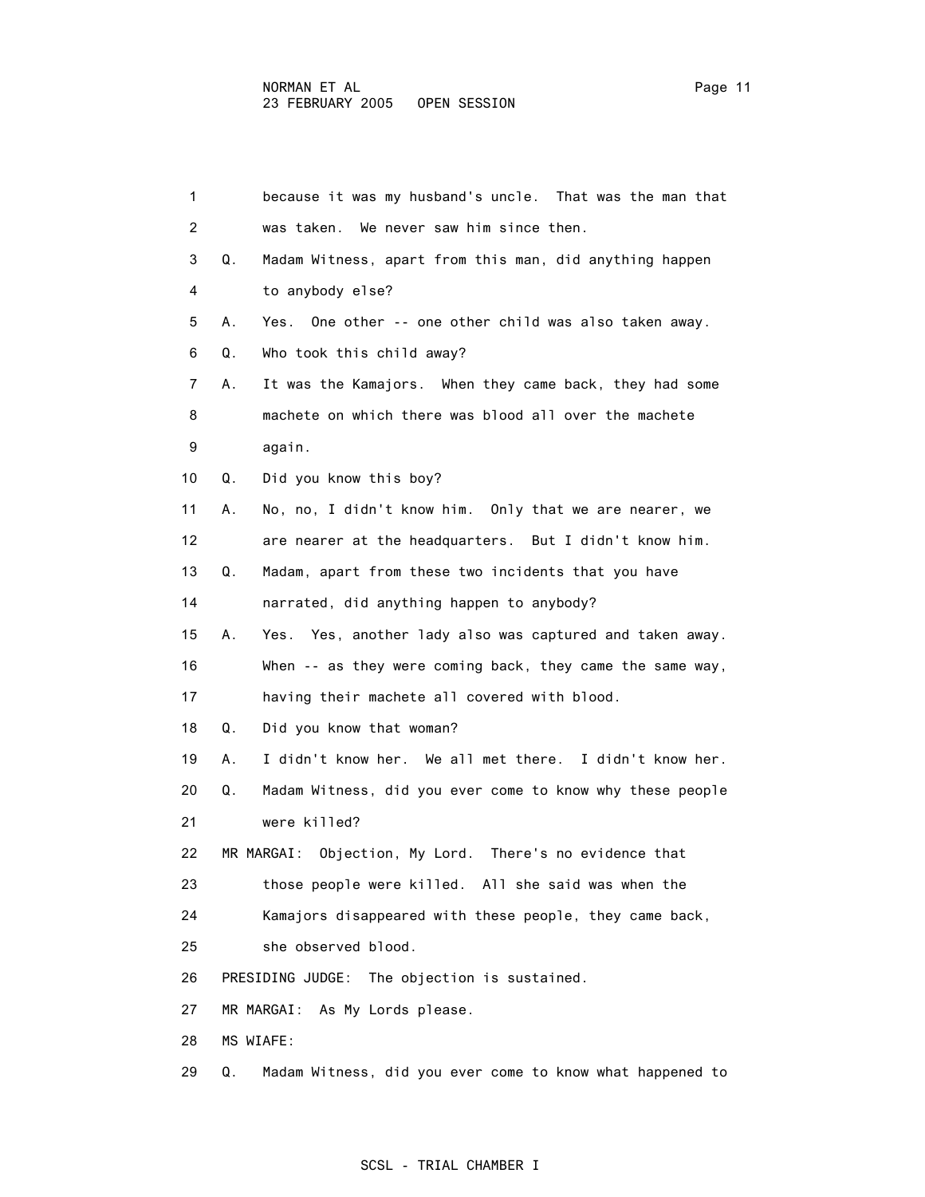because it was my husband's uncle. That was the man that was taken. We never saw him since then.

Q. Madam Witness, apart from this man, did anything happen to anybody else?

A. Yes. One other -- one other child was also taken away.

Q. Who took this child away?

A. It was the Kamajors. When they came back, they had some machete on which there was blood all over the machete again.

Q. Did you know this boy?

A. No, no, I didn't know him. Only that we are nearer, we are nearer at the headquarters. But I didn't know him.

Q. Madam, apart from these two incidents that you have narrated, did anything happen to anybody?

A. Yes. Yes, another lady also was captured and taken away. When -- as they were coming back, they came the same way, having their machete all covered with blood.

Q. Did you know that woman?

A. I didn't know her. We all met there. I didn't know her.

Q. Madam Witness, did you ever come to know why these people were killed?

MR MARGAI: Objection, My Lord. There's no evidence that those people were killed. All she said was when the Kamajors disappeared with these people, they came back, she observed blood.

PRESIDING JUDGE: The objection is sustained.

MR MARGAI: As My Lords please.

MS WIAFE:

Q. Madam Witness, did you ever come to know what happened to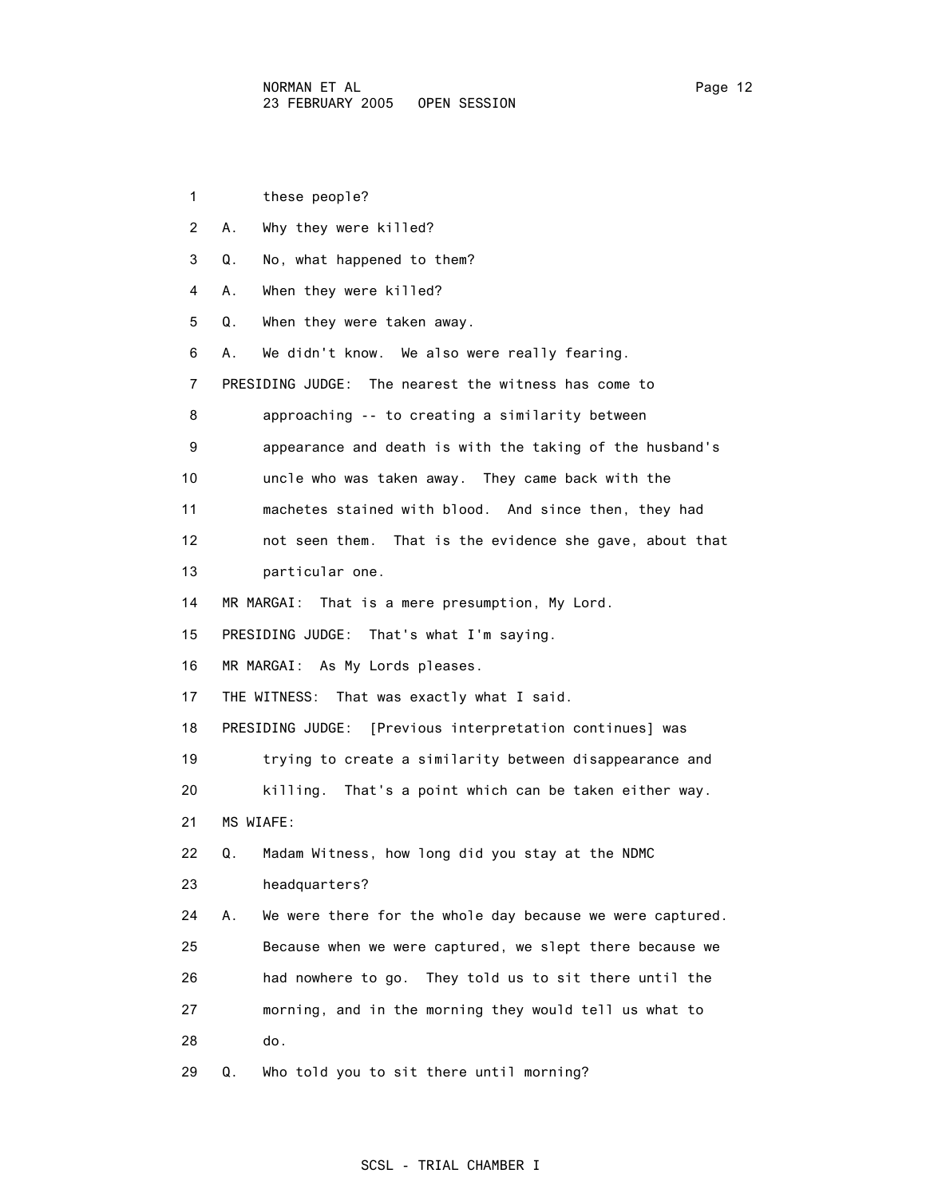these people?

A. Why they were killed?

Q. No, what happened to them?

A. When they were killed?

Q. When they were taken away.

A. We didn't know. We also were really fearing.

PRESIDING JUDGE: The nearest the witness has come to approaching -- to creating a similarity between appearance and death is with the taking of the husband's uncle who was taken away. They came back with the machetes stained with blood. And since then, they had not seen them. That is the evidence she gave, about that particular one.

MR MARGAI: That is a mere presumption, My Lord.

PRESIDING JUDGE: That's what I'm saying.

MR MARGAI: As My Lords pleases.

THE WITNESS: That was exactly what I said.

PRESIDING JUDGE: [Previous interpretation continues] was trying to create a similarity between disappearance and killing. That's a point which can be taken either way.

MS WIAFE:

Q. Madam Witness, how long did you stay at the NDMC headquarters?

A. We were there for the whole day because we were captured. Because when we were captured, we slept there because we had nowhere to go. They told us to sit there until the morning, and in the morning they would tell us what to do.

Q. Who told you to sit there until morning?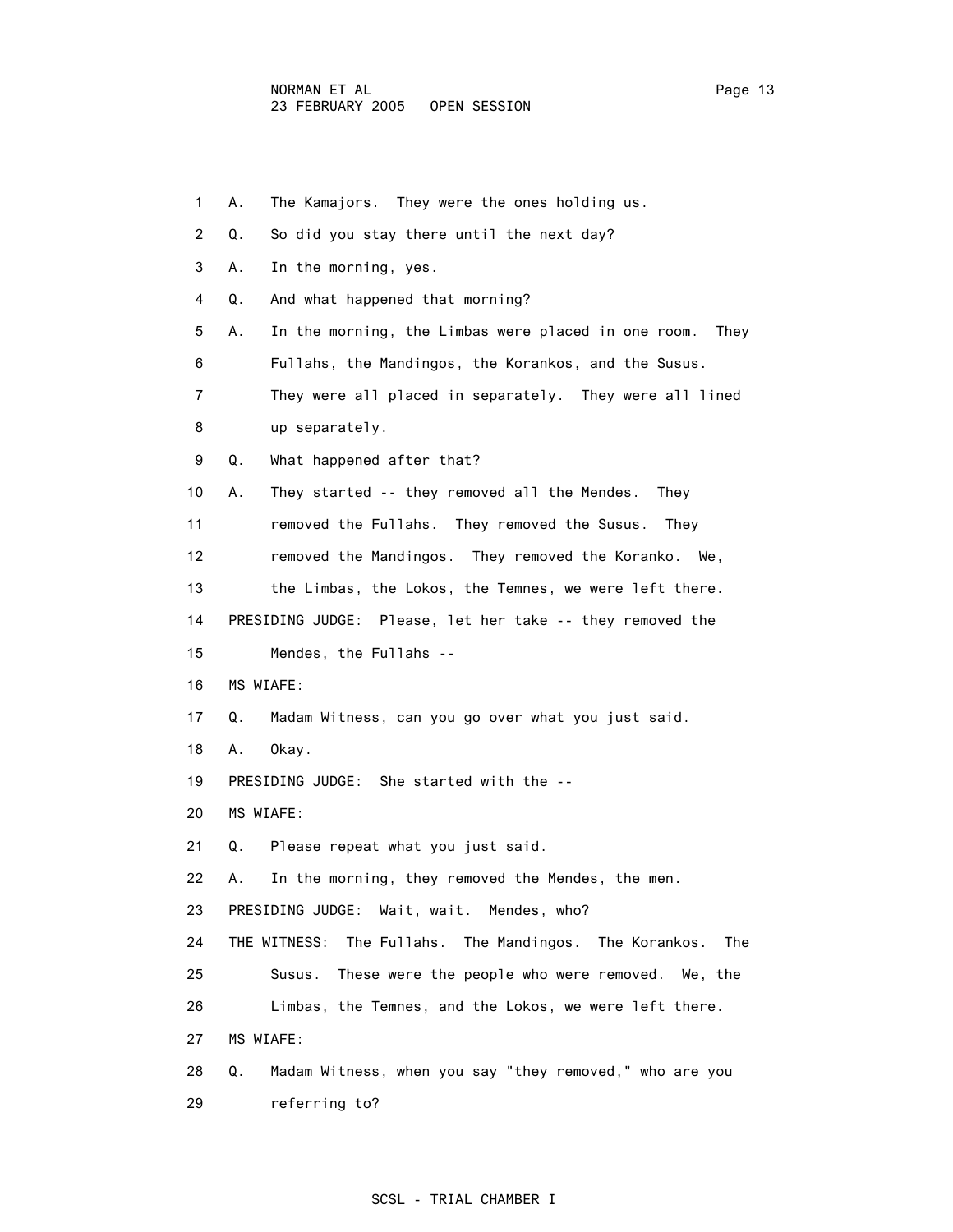1 A. The Kamajors. They were the ones holding us.

2 Q. So did you stay there until the next day?

3 A. In the morning, yes.

4 Q. And what happened that morning?

5 A. In the morning, the Limbas were placed in one room. They

6 Fullahs, the Mandingos, the Korankos, and the Susus.

7 They were all placed in separately. They were all lined

8 up separately.

9 Q. What happened after that?

10 A. They started -- they removed all the Mendes. They

11 removed the Fullahs. They removed the Susus. They

12 removed the Mandingos. They removed the Koranko. We,

13 the Limbas, the Lokos, the Temnes, we were left there.

14 PRESIDING JUDGE: Please, let her take -- they removed the

15 Mendes, the Fullahs --

16 MS WIAFE:

17 Q. Madam Witness, can you go over what you just said.

18 A. Okay.

19 PRESIDING JUDGE: She started with the --

20 MS WIAFE:

21 Q. Please repeat what you just said.

22 A. In the morning, they removed the Mendes, the men.

23 PRESIDING JUDGE: Wait, wait. Mendes, who?

24 THE WITNESS: The Fullahs. The Mandingos. The Korankos. The

25 Susus. These were the people who were removed. We, the

26 Limbas, the Temnes, and the Lokos, we were left there.

27 MS WIAFE:

28 Q. Madam Witness, when you say "they removed," who are you

29 referring to?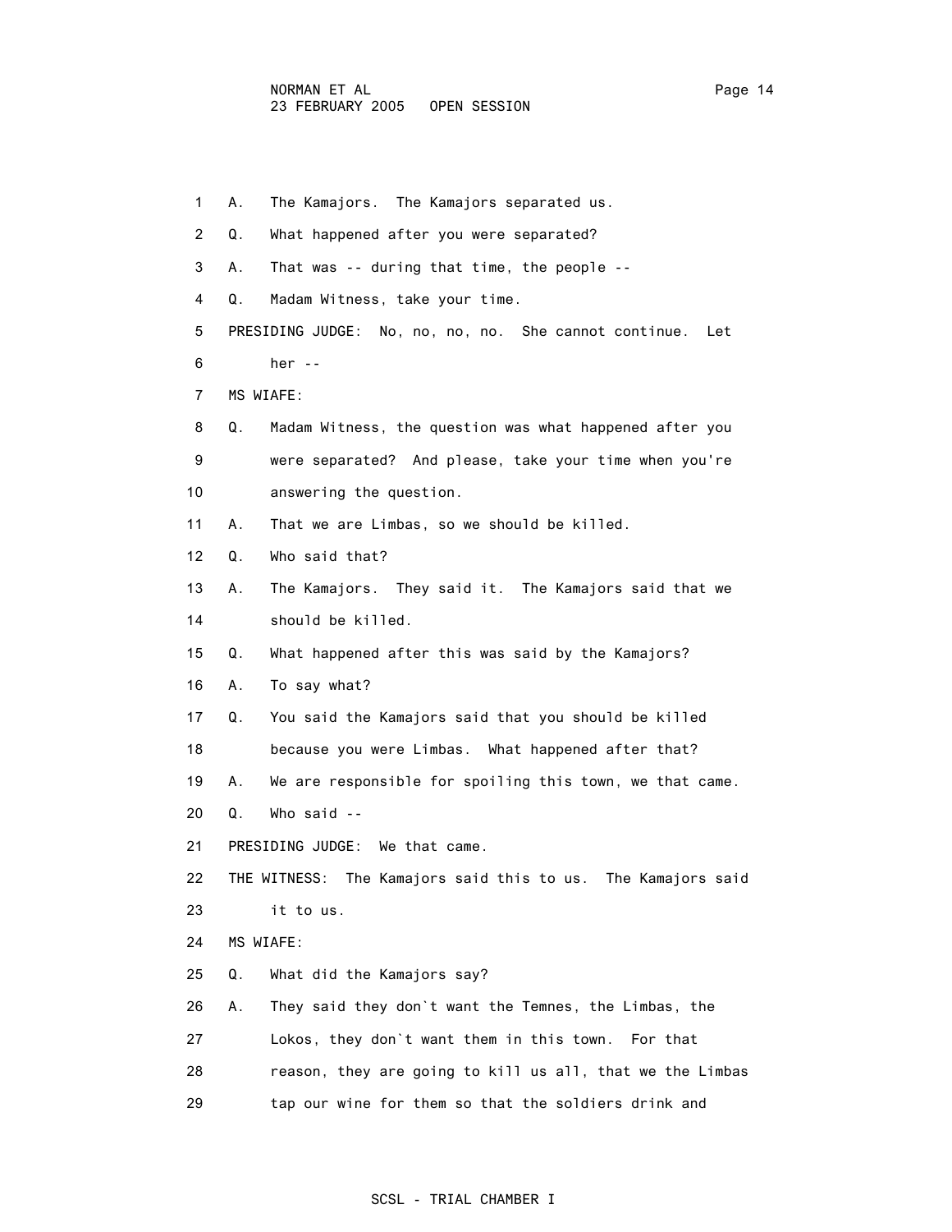1 A. The Kamajors. The Kamajors separated us.

2 Q. What happened after you were separated?

3 A. That was -- during that time, the people --

4 Q. Madam Witness, take your time.

5 PRESIDING JUDGE: No, no, no, no. She cannot continue. Let

6 her --

7 MS WIAFE:

8 Q. Madam Witness, the question was what happened after you

9 were separated? And please, take your time when you're

10 answering the question.

11 A. That we are Limbas, so we should be killed.

12 Q. Who said that?

13 A. The Kamajors. They said it. The Kamajors said that we

14 should be killed.

15 Q. What happened after this was said by the Kamajors?

16 A. To say what?

17 Q. You said the Kamajors said that you should be killed

18 because you were Limbas. What happened after that?

19 A. We are responsible for spoiling this town, we that came.

20 Q. Who said --

21 PRESIDING JUDGE: We that came.

22 THE WITNESS: The Kamajors said this to us. The Kamajors said

23 it to us.

24 MS WIAFE:

25 Q. What did the Kamajors say?

26 A. They said they don`t want the Temnes, the Limbas, the

27 Lokos, they don`t want them in this town. For that

28 reason, they are going to kill us all, that we the Limbas

29 tap our wine for them so that the soldiers drink and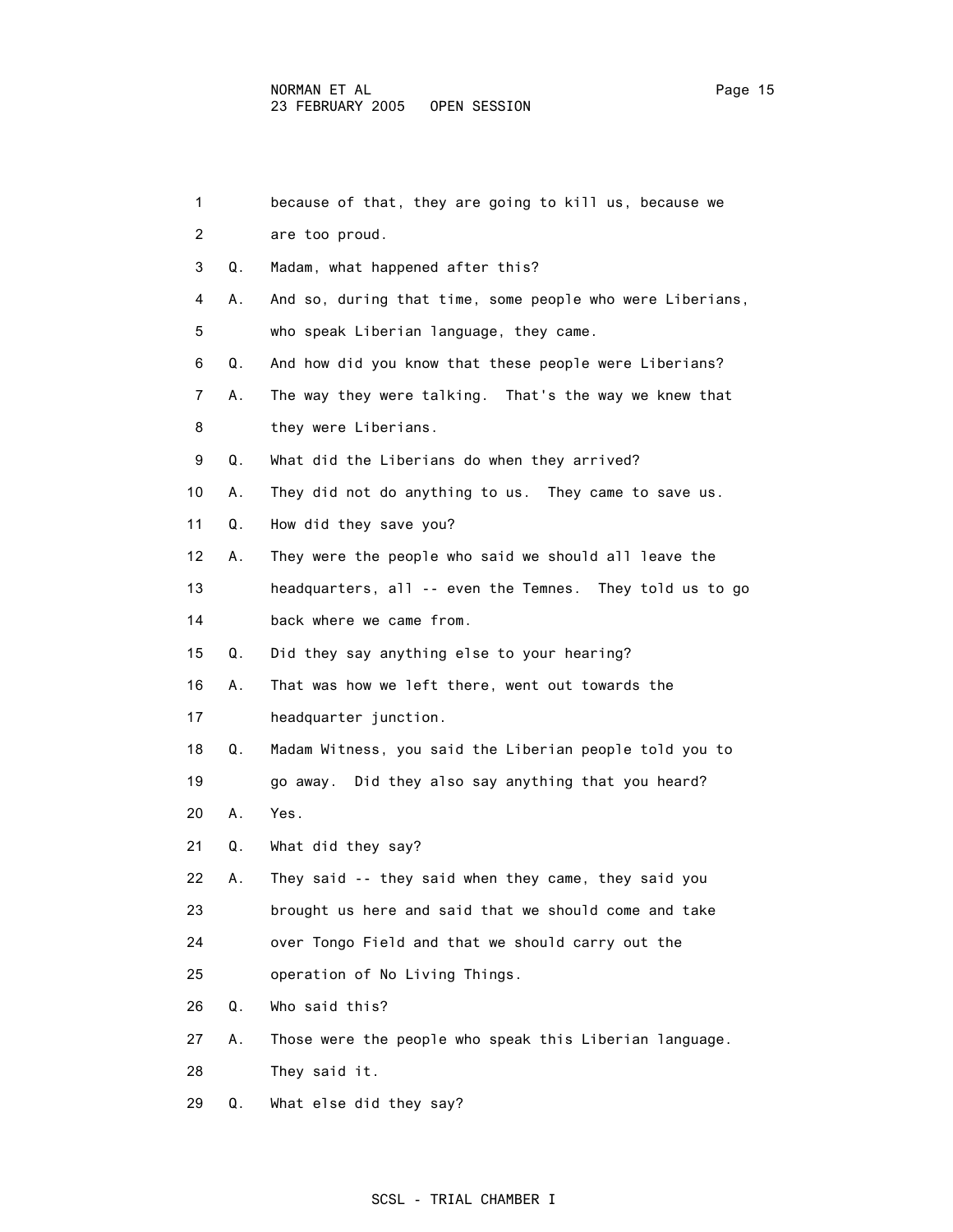because of that, they are going to kill us, because we are too proud.

Q. Madam, what happened after this?

A. And so, during that time, some people who were Liberians, who speak Liberian language, they came.

Q. And how did you know that these people were Liberians?

A. The way they were talking. That's the way we knew that they were Liberians.

Q. What did the Liberians do when they arrived?

A. They did not do anything to us. They came to save us.

Q. How did they save you?

A. They were the people who said we should all leave the headquarters, all -- even the Temnes. They told us to go back where we came from.

Q. Did they say anything else to your hearing?

A. That was how we left there, went out towards the headquarter junction.

Q. Madam Witness, you said the Liberian people told you to go away. Did they also say anything that you heard?

A. Yes.

Q. What did they say?

A. They said -- they said when they came, they said you brought us here and said that we should come and take over Tongo Field and that we should carry out the operation of No Living Things.

Q. Who said this?

A. Those were the people who speak this Liberian language. They said it.

Q. What else did they say?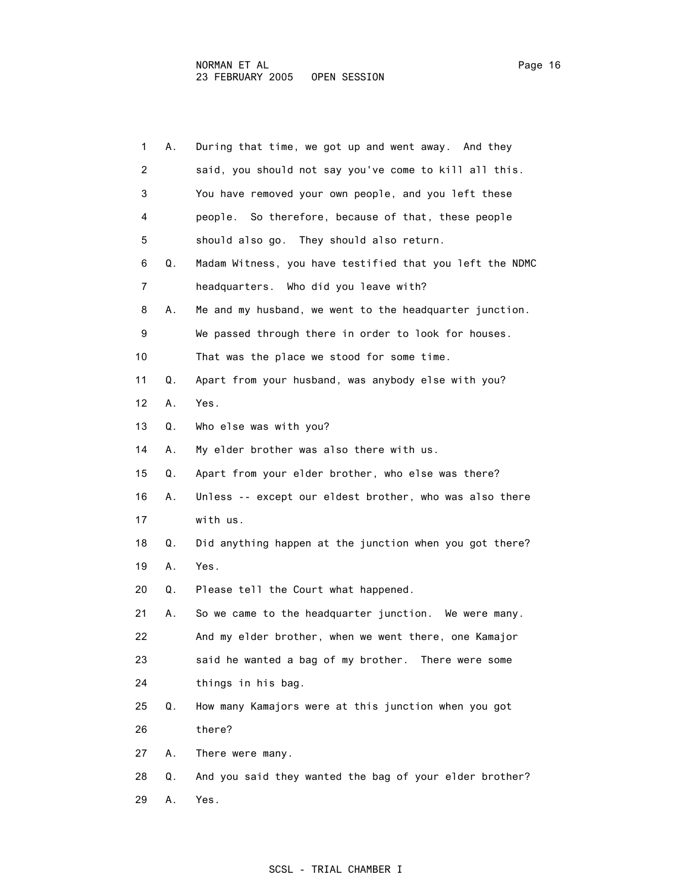1 A. During that time, we got up and went away. And they
2 said, you should not say you've come to kill all this.
3 You have removed your own people, and you left these
4 people. So therefore, because of that, these people
5 should also go. They should also return.
6 Q. Madam Witness, you have testified that you left the NDMC
7 headquarters. Who did you leave with?
8 A. Me and my husband, we went to the headquarter junction.
9 We passed through there in order to look for houses.
10 That was the place we stood for some time.
11 Q. Apart from your husband, was anybody else with you?
12 A. Yes.
13 Q. Who else was with you?
14 A. My elder brother was also there with us.
15 Q. Apart from your elder brother, who else was there?
16 A. Unless -- except our eldest brother, who was also there
17 with us.
18 Q. Did anything happen at the junction when you got there?
19 A. Yes.
20 Q. Please tell the Court what happened.
21 A. So we came to the headquarter junction. We were many.
22 And my elder brother, when we went there, one Kamajor
23 said he wanted a bag of my brother. There were some
24 things in his bag.
25 Q. How many Kamajors were at this junction when you got
26 there?
27 A. There were many.
28 Q. And you said they wanted the bag of your elder brother?
29 A. Yes.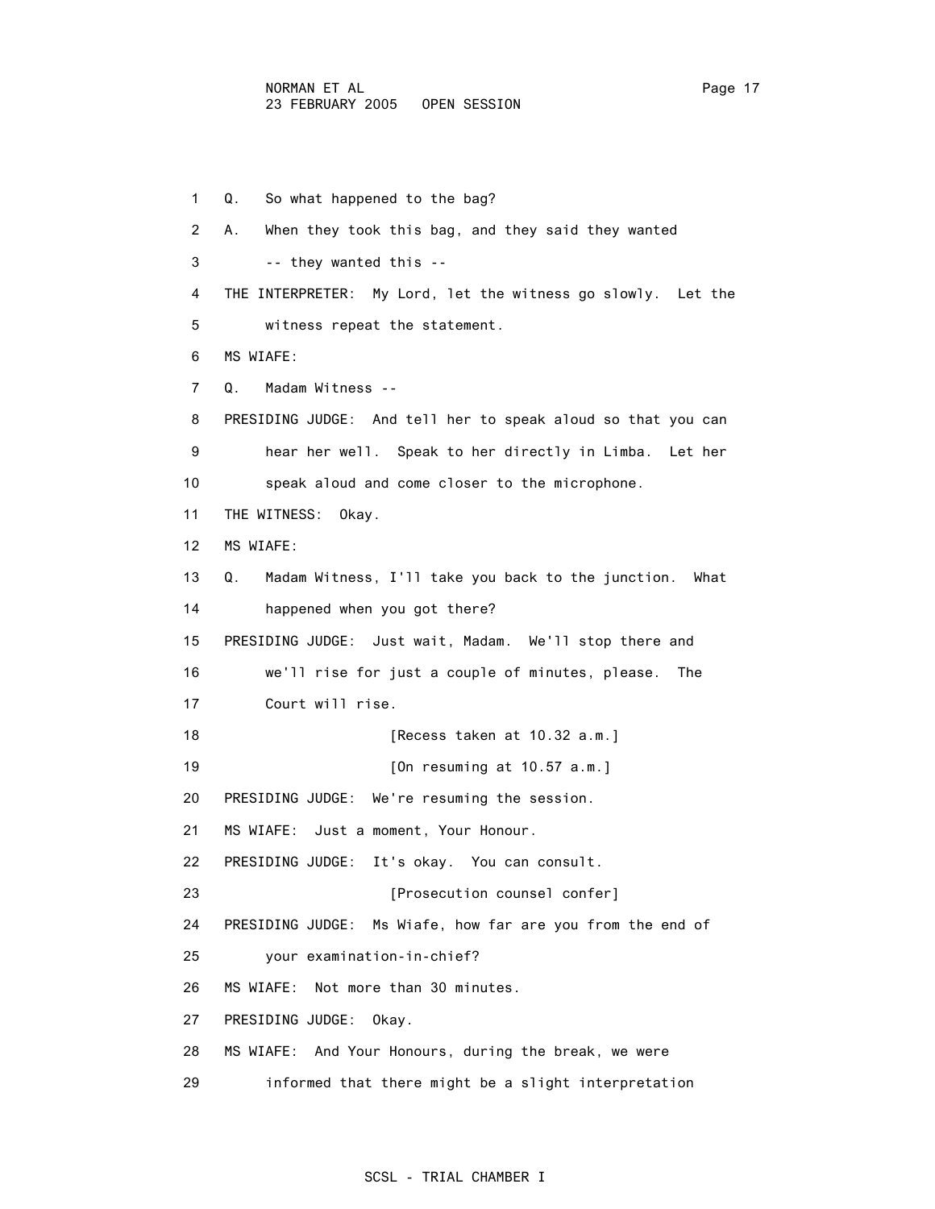1 Q. So what happened to the bag?

2 A. When they took this bag, and they said they wanted

3 -- they wanted this --

4 THE INTERPRETER: My Lord, let the witness go slowly. Let the

5 witness repeat the statement.

6 MS WIAFE:

7 Q. Madam Witness --

8 PRESIDING JUDGE: And tell her to speak aloud so that you can

9 hear her well. Speak to her directly in Limba. Let her

10 speak aloud and come closer to the microphone.

11 THE WITNESS: Okay.

12 MS WIAFE:

13 Q. Madam Witness, I'll take you back to the junction. What

14 happened when you got there?

15 PRESIDING JUDGE: Just wait, Madam. We'll stop there and

16 we'll rise for just a couple of minutes, please. The

17 Court will rise.

18 [Recess taken at 10.32 a.m.]

19 [On resuming at 10.57 a.m.]

20 PRESIDING JUDGE: We're resuming the session.

21 MS WIAFE: Just a moment, Your Honour.

22 PRESIDING JUDGE: It's okay. You can consult.

23 [Prosecution counsel confer]

24 PRESIDING JUDGE: Ms Wiafe, how far are you from the end of

25 your examination-in-chief?

26 MS WIAFE: Not more than 30 minutes.

27 PRESIDING JUDGE: Okay.

28 MS WIAFE: And Your Honours, during the break, we were

29 informed that there might be a slight interpretation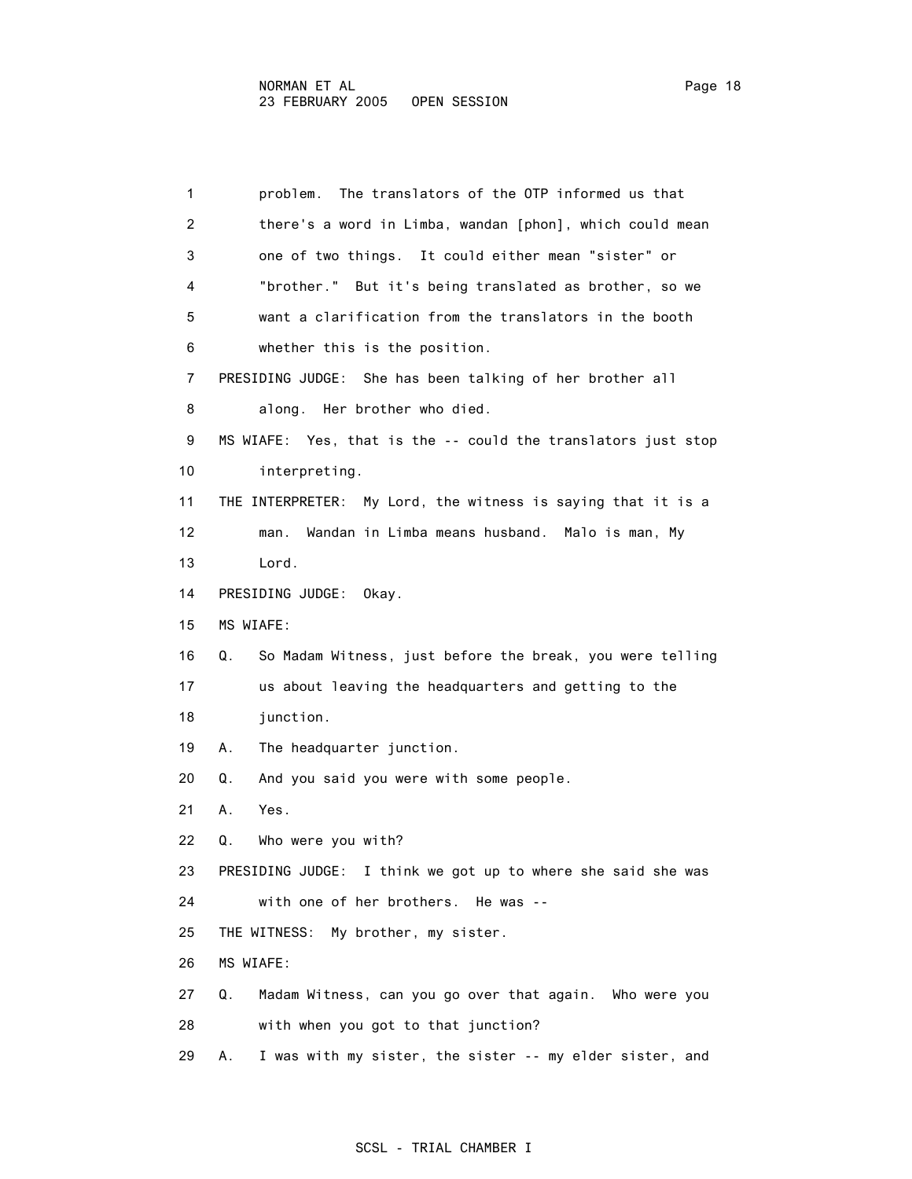1 problem. The translators of the OTP informed us that
2 there's a word in Limba, wandan [phon], which could mean
3 one of two things. It could either mean "sister" or
4 "brother." But it's being translated as brother, so we
5 want a clarification from the translators in the booth
6 whether this is the position.

7 PRESIDING JUDGE: She has been talking of her brother all
8 along. Her brother who died.

9 MS WIAFE: Yes, that is the -- could the translators just stop
10 interpreting.

11 THE INTERPRETER: My Lord, the witness is saying that it is a
12 man. Wandan in Limba means husband. Malo is man, My
13 Lord.

14 PRESIDING JUDGE: Okay.

15 MS WIAFE:

16 Q. So Madam Witness, just before the break, you were telling
17 us about leaving the headquarters and getting to the
18 junction.

19 A. The headquarter junction.

20 Q. And you said you were with some people.

21 A. Yes.

22 Q. Who were you with?

23 PRESIDING JUDGE: I think we got up to where she said she was
24 with one of her brothers. He was --

25 THE WITNESS: My brother, my sister.

26 MS WIAFE:

27 Q. Madam Witness, can you go over that again. Who were you
28 with when you got to that junction?

29 A. I was with my sister, the sister -- my elder sister, and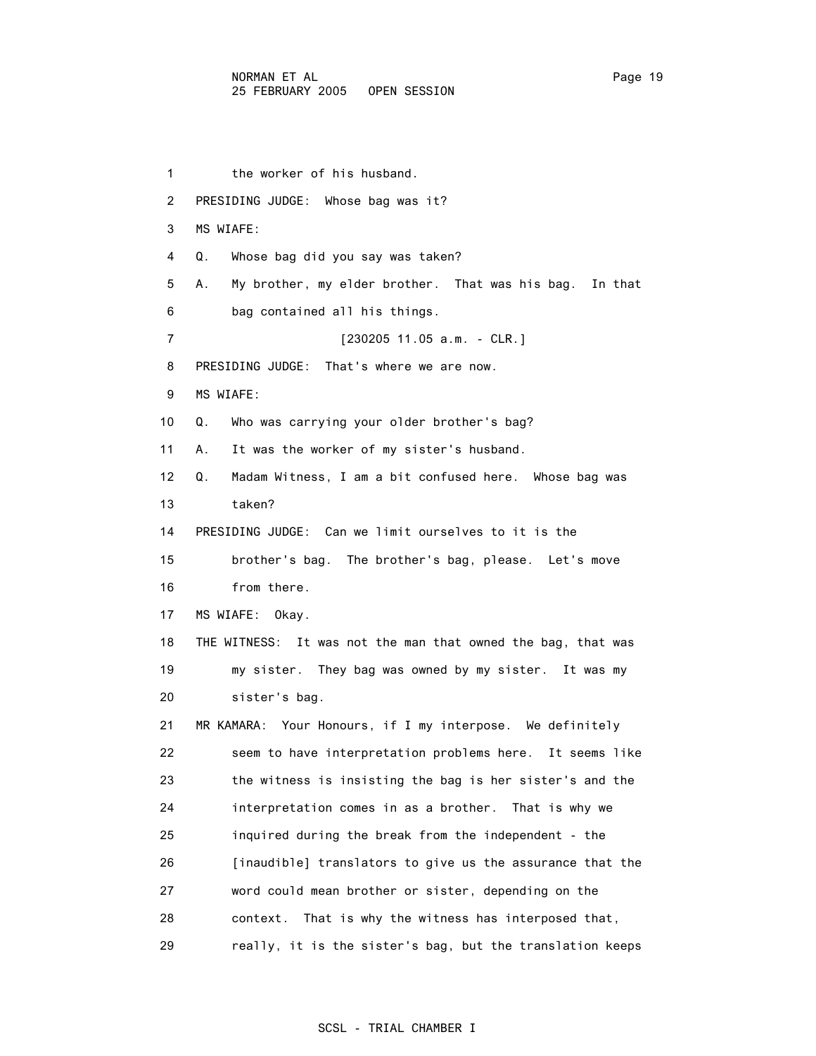1 the worker of his husband.

2 PRESIDING JUDGE: Whose bag was it?

3 MS WIAFE:

4 Q. Whose bag did you say was taken?

5 A. My brother, my elder brother. That was his bag. In that

6 bag contained all his things.

7 [230205 11.05 a.m. - CLR.]

8 PRESIDING JUDGE: That's where we are now.

9 MS WIAFE:

10 Q. Who was carrying your older brother's bag?

11 A. It was the worker of my sister's husband.

12 Q. Madam Witness, I am a bit confused here. Whose bag was

13 taken?

14 PRESIDING JUDGE: Can we limit ourselves to it is the

15 brother's bag. The brother's bag, please. Let's move

16 from there.

17 MS WIAFE: Okay.

18 THE WITNESS: It was not the man that owned the bag, that was

19 my sister. They bag was owned by my sister. It was my

20 sister's bag.

21 MR KAMARA: Your Honours, if I my interpose. We definitely

22 seem to have interpretation problems here. It seems like

23 the witness is insisting the bag is her sister's and the

24 interpretation comes in as a brother. That is why we

25 inquired during the break from the independent - the

26 [inaudible] translators to give us the assurance that the

27 word could mean brother or sister, depending on the

28 context. That is why the witness has interposed that,

29 really, it is the sister's bag, but the translation keeps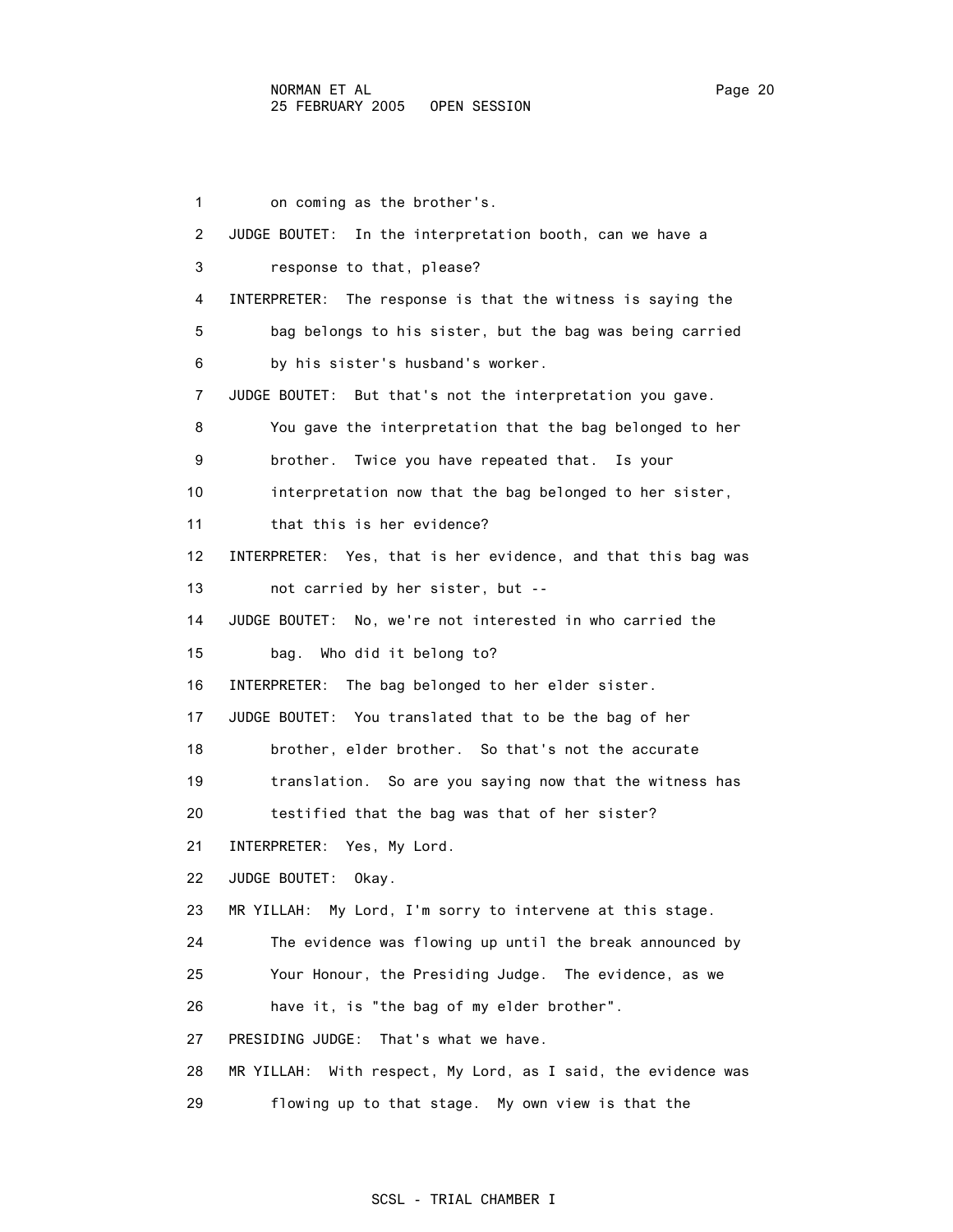on coming as the brother's.

JUDGE BOUTET: In the interpretation booth, can we have a response to that, please?

INTERPRETER: The response is that the witness is saying the bag belongs to his sister, but the bag was being carried by his sister's husband's worker.

JUDGE BOUTET: But that's not the interpretation you gave. You gave the interpretation that the bag belonged to her brother. Twice you have repeated that. Is your interpretation now that the bag belonged to her sister, that this is her evidence?

INTERPRETER: Yes, that is her evidence, and that this bag was not carried by her sister, but --

JUDGE BOUTET: No, we're not interested in who carried the bag. Who did it belong to?

INTERPRETER: The bag belonged to her elder sister.

JUDGE BOUTET: You translated that to be the bag of her brother, elder brother. So that's not the accurate translation. So are you saying now that the witness has testified that the bag was that of her sister?

INTERPRETER: Yes, My Lord.

JUDGE BOUTET: Okay.

MR YILLAH: My Lord, I'm sorry to intervene at this stage. The evidence was flowing up until the break announced by Your Honour, the Presiding Judge. The evidence, as we have it, is "the bag of my elder brother".

PRESIDING JUDGE: That's what we have.

MR YILLAH: With respect, My Lord, as I said, the evidence was flowing up to that stage. My own view is that the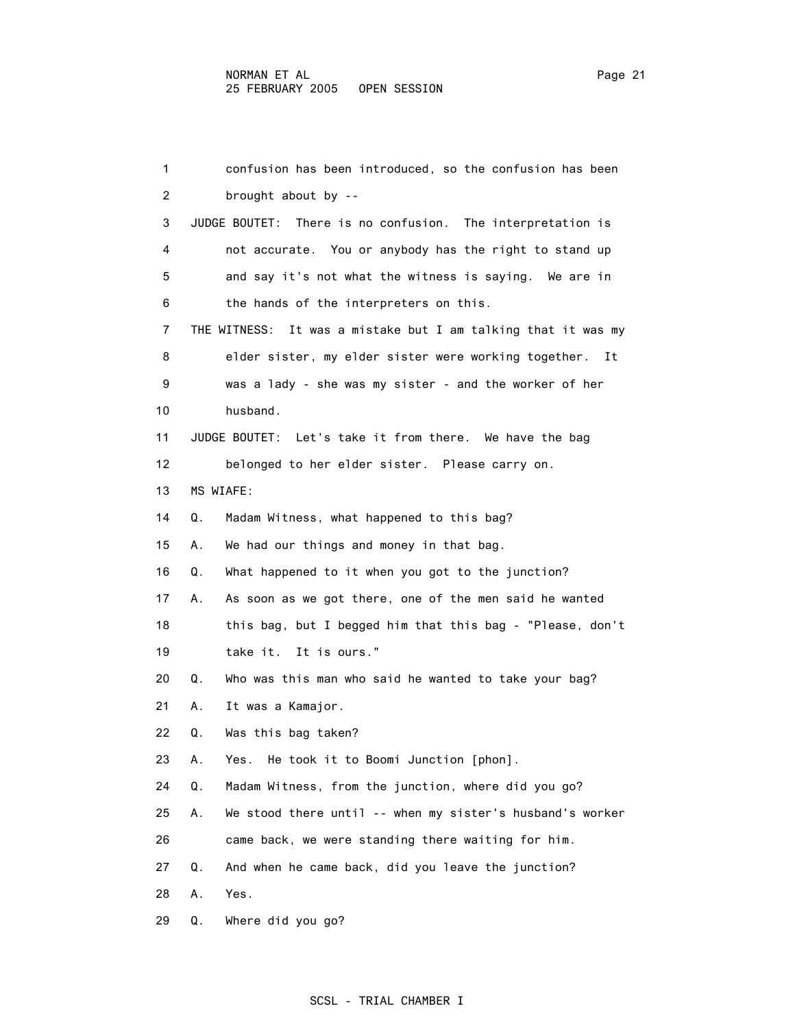confusion has been introduced, so the confusion has been brought about by --

JUDGE BOUTET: There is no confusion. The interpretation is not accurate. You or anybody has the right to stand up and say it's not what the witness is saying. We are in the hands of the interpreters on this.

THE WITNESS: It was a mistake but I am talking that it was my elder sister, my elder sister were working together. It was a lady - she was my sister - and the worker of her husband.

JUDGE BOUTET: Let's take it from there. We have the bag belonged to her elder sister. Please carry on.

MS WIAFE:

Q. Madam Witness, what happened to this bag?

A. We had our things and money in that bag.

Q. What happened to it when you got to the junction?

A. As soon as we got there, one of the men said he wanted this bag, but I begged him that this bag - "Please, don't take it. It is ours."

Q. Who was this man who said he wanted to take your bag?

A. It was a Kamajor.

Q. Was this bag taken?

A. Yes. He took it to Boomi Junction [phon].

Q. Madam Witness, from the junction, where did you go?

A. We stood there until -- when my sister's husband's worker came back, we were standing there waiting for him.

Q. And when he came back, did you leave the junction?

A. Yes.

Q. Where did you go?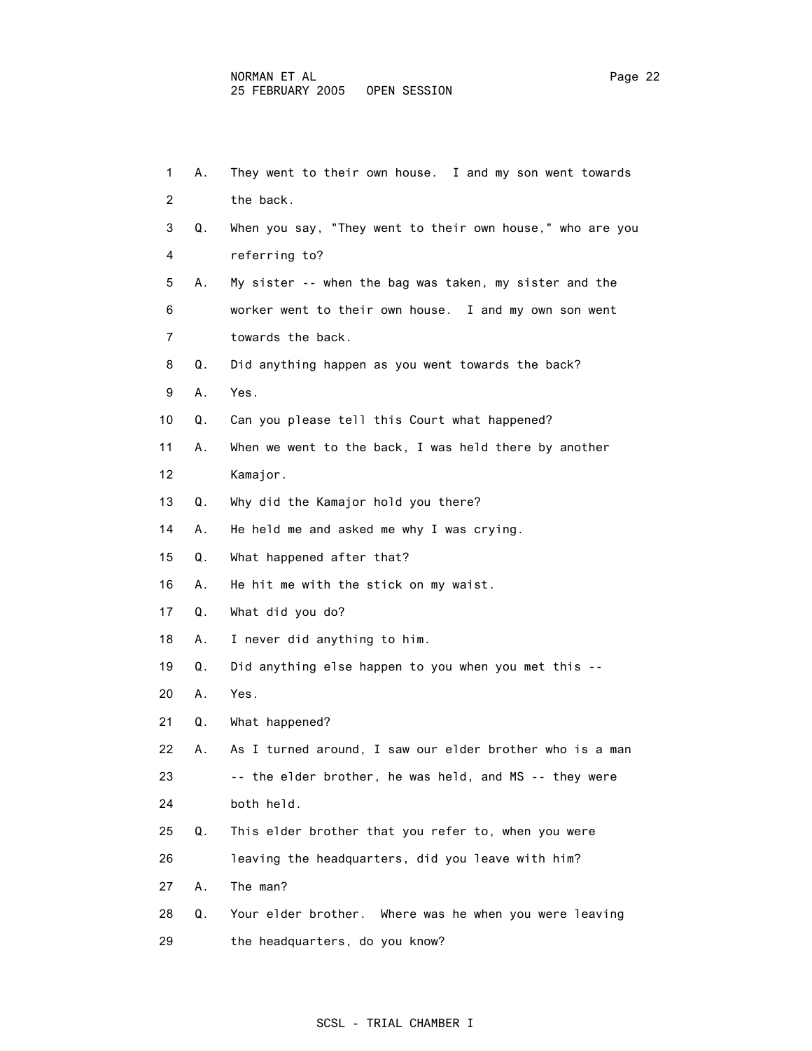A. They went to their own house. I and my son went towards the back.

Q. When you say, "They went to their own house," who are you referring to?

A. My sister -- when the bag was taken, my sister and the worker went to their own house. I and my own son went towards the back.

Q. Did anything happen as you went towards the back?

A. Yes.

Q. Can you please tell this Court what happened?

A. When we went to the back, I was held there by another Kamajor.

Q. Why did the Kamajor hold you there?

A. He held me and asked me why I was crying.

Q. What happened after that?

A. He hit me with the stick on my waist.

Q. What did you do?

A. I never did anything to him.

Q. Did anything else happen to you when you met this --

A. Yes.

Q. What happened?

A. As I turned around, I saw our elder brother who is a man -- the elder brother, he was held, and MS -- they were both held.

Q. This elder brother that you refer to, when you were leaving the headquarters, did you leave with him?

A. The man?

Q. Your elder brother. Where was he when you were leaving the headquarters, do you know?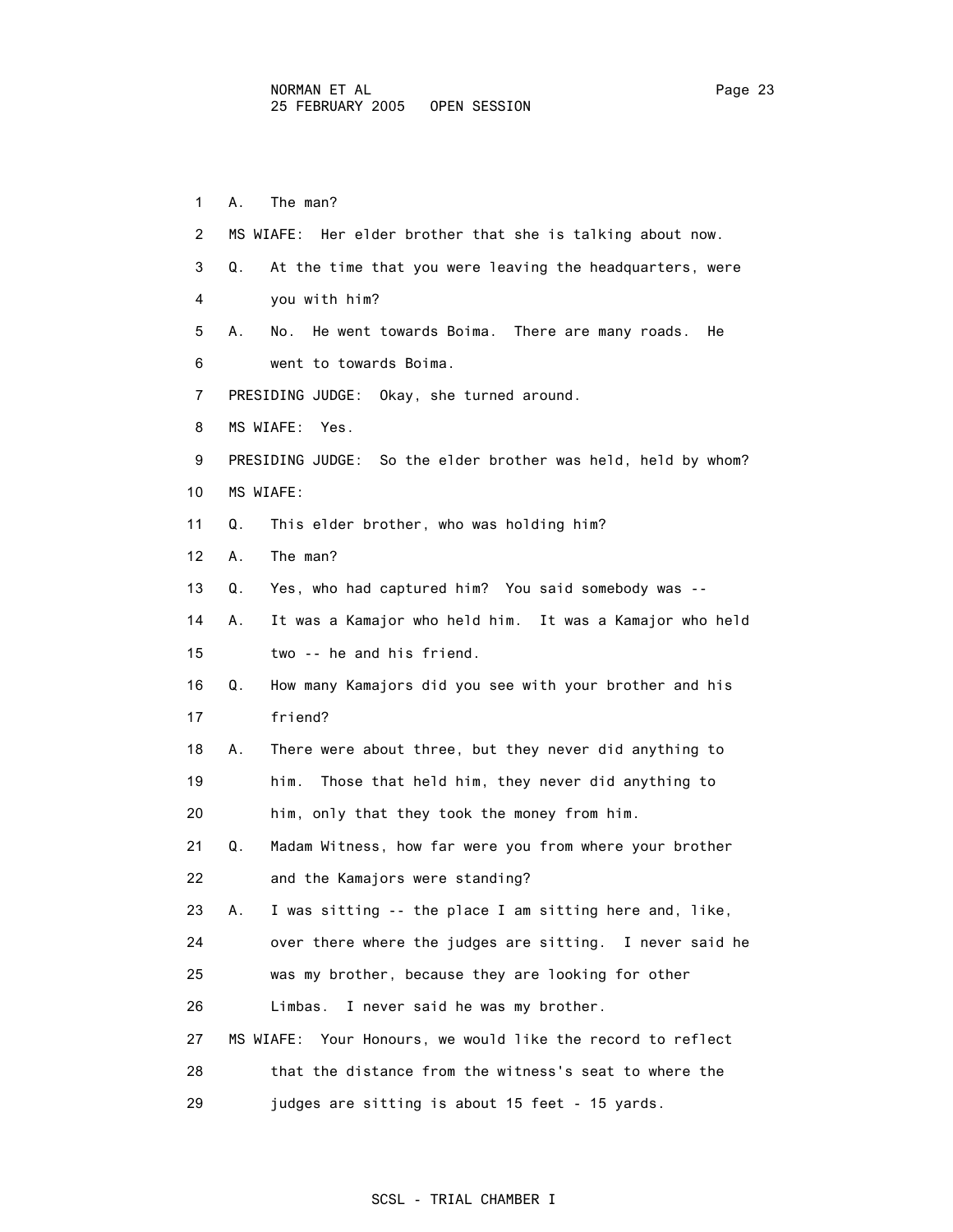1 A. The man?

2 MS WIAFE: Her elder brother that she is talking about now.

3 Q. At the time that you were leaving the headquarters, were

4 you with him?

5 A. No. He went towards Boima. There are many roads. He

6 went to towards Boima.

7 PRESIDING JUDGE: Okay, she turned around.

8 MS WIAFE: Yes.

9 PRESIDING JUDGE: So the elder brother was held, held by whom?

10 MS WIAFE:

11 Q. This elder brother, who was holding him?

12 A. The man?

13 Q. Yes, who had captured him? You said somebody was --

14 A. It was a Kamajor who held him. It was a Kamajor who held

15 two -- he and his friend.

16 Q. How many Kamajors did you see with your brother and his

17 friend?

18 A. There were about three, but they never did anything to

19 him. Those that held him, they never did anything to

20 him, only that they took the money from him.

21 Q. Madam Witness, how far were you from where your brother

22 and the Kamajors were standing?

23 A. I was sitting -- the place I am sitting here and, like,

24 over there where the judges are sitting. I never said he

25 was my brother, because they are looking for other

26 Limbas. I never said he was my brother.

27 MS WIAFE: Your Honours, we would like the record to reflect

28 that the distance from the witness's seat to where the

29 judges are sitting is about 15 feet - 15 yards.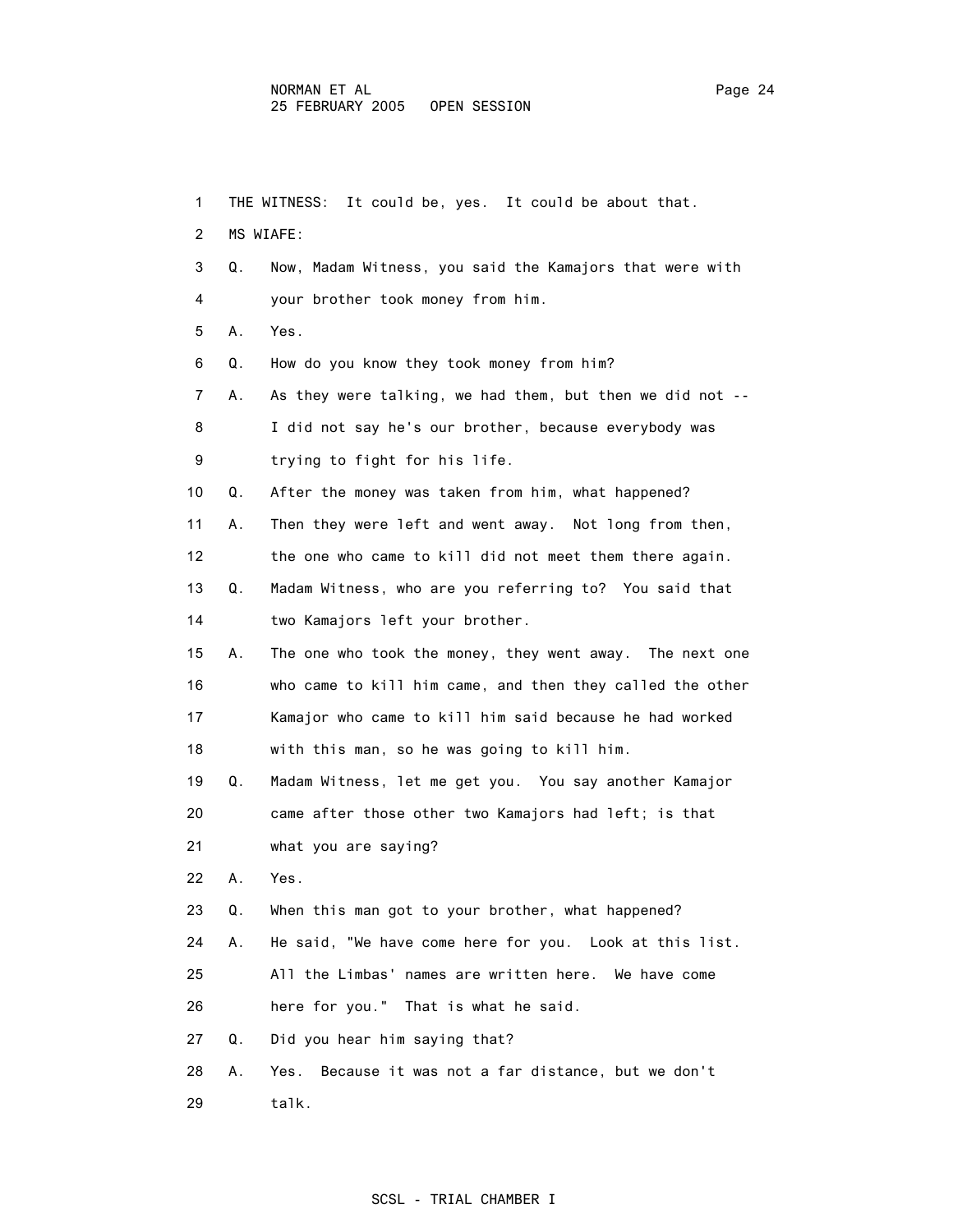1 THE WITNESS: It could be, yes. It could be about that.

2 MS WIAFE:

3 Q. Now, Madam Witness, you said the Kamajors that were with

4 your brother took money from him.

5 A. Yes.

6 Q. How do you know they took money from him?

7 A. As they were talking, we had them, but then we did not --

8 I did not say he's our brother, because everybody was

9 trying to fight for his life.

10 Q. After the money was taken from him, what happened?

11 A. Then they were left and went away. Not long from then,

12 the one who came to kill did not meet them there again.

13 Q. Madam Witness, who are you referring to? You said that

14 two Kamajors left your brother.

15 A. The one who took the money, they went away. The next one

16 who came to kill him came, and then they called the other

17 Kamajor who came to kill him said because he had worked

18 with this man, so he was going to kill him.

19 Q. Madam Witness, let me get you. You say another Kamajor

20 came after those other two Kamajors had left; is that

21 what you are saying?

22 A. Yes.

23 Q. When this man got to your brother, what happened?

24 A. He said, "We have come here for you. Look at this list.

25 All the Limbas' names are written here. We have come

26 here for you." That is what he said.

27 Q. Did you hear him saying that?

28 A. Yes. Because it was not a far distance, but we don't

29 talk.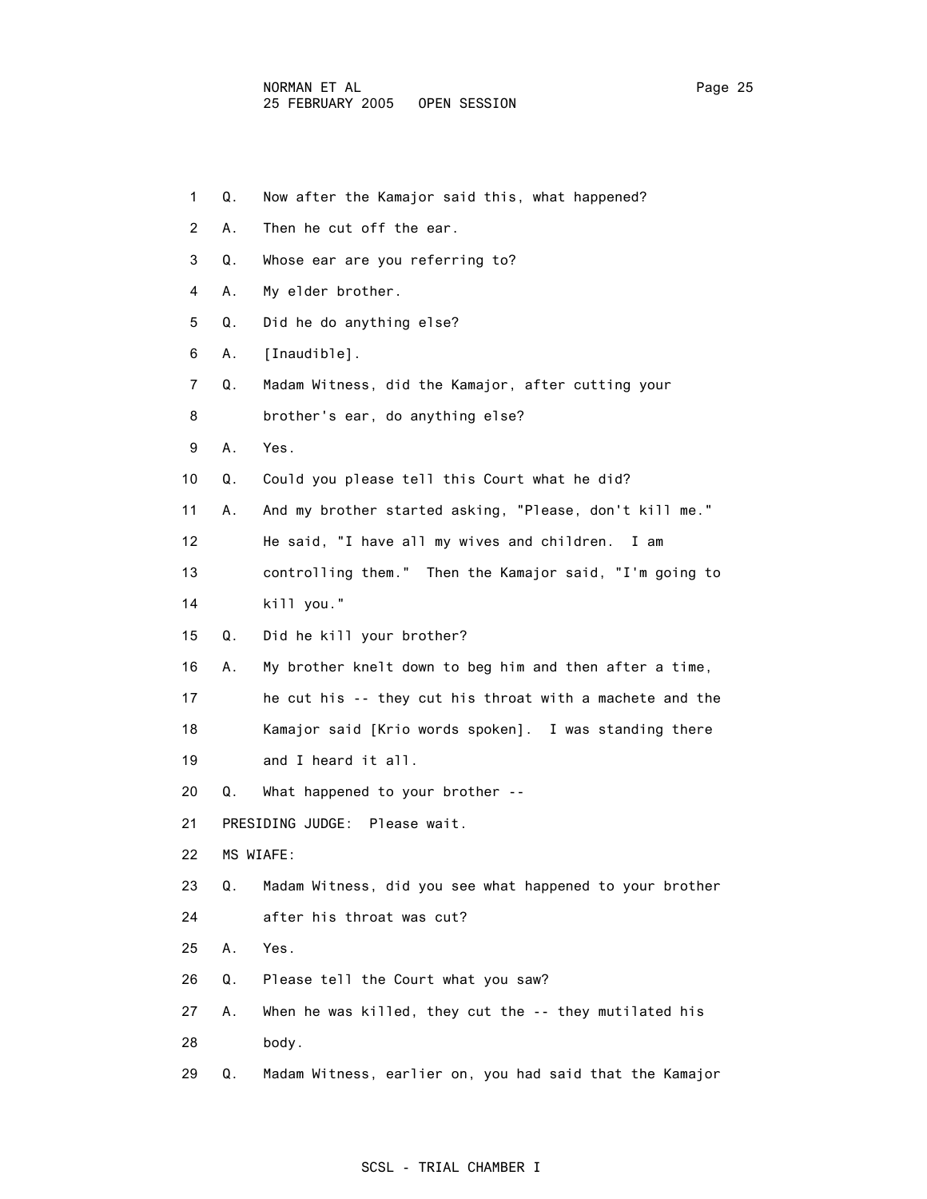1 Q. Now after the Kamajor said this, what happened?

2 A. Then he cut off the ear.

3 Q. Whose ear are you referring to?

4 A. My elder brother.

5 Q. Did he do anything else?

6 A. [Inaudible].

7 Q. Madam Witness, did the Kamajor, after cutting your

8 brother's ear, do anything else?

9 A. Yes.

10 Q. Could you please tell this Court what he did?

11 A. And my brother started asking, "Please, don't kill me."

12 He said, "I have all my wives and children. I am

13 controlling them." Then the Kamajor said, "I'm going to

14 kill you."

15 Q. Did he kill your brother?

16 A. My brother knelt down to beg him and then after a time,

17 he cut his -- they cut his throat with a machete and the

18 Kamajor said [Krio words spoken]. I was standing there

19 and I heard it all.

20 Q. What happened to your brother --

21 PRESIDING JUDGE: Please wait.

22 MS WIAFE:

23 Q. Madam Witness, did you see what happened to your brother

24 after his throat was cut?

25 A. Yes.

26 Q. Please tell the Court what you saw?

27 A. When he was killed, they cut the -- they mutilated his

28 body.

29 Q. Madam Witness, earlier on, you had said that the Kamajor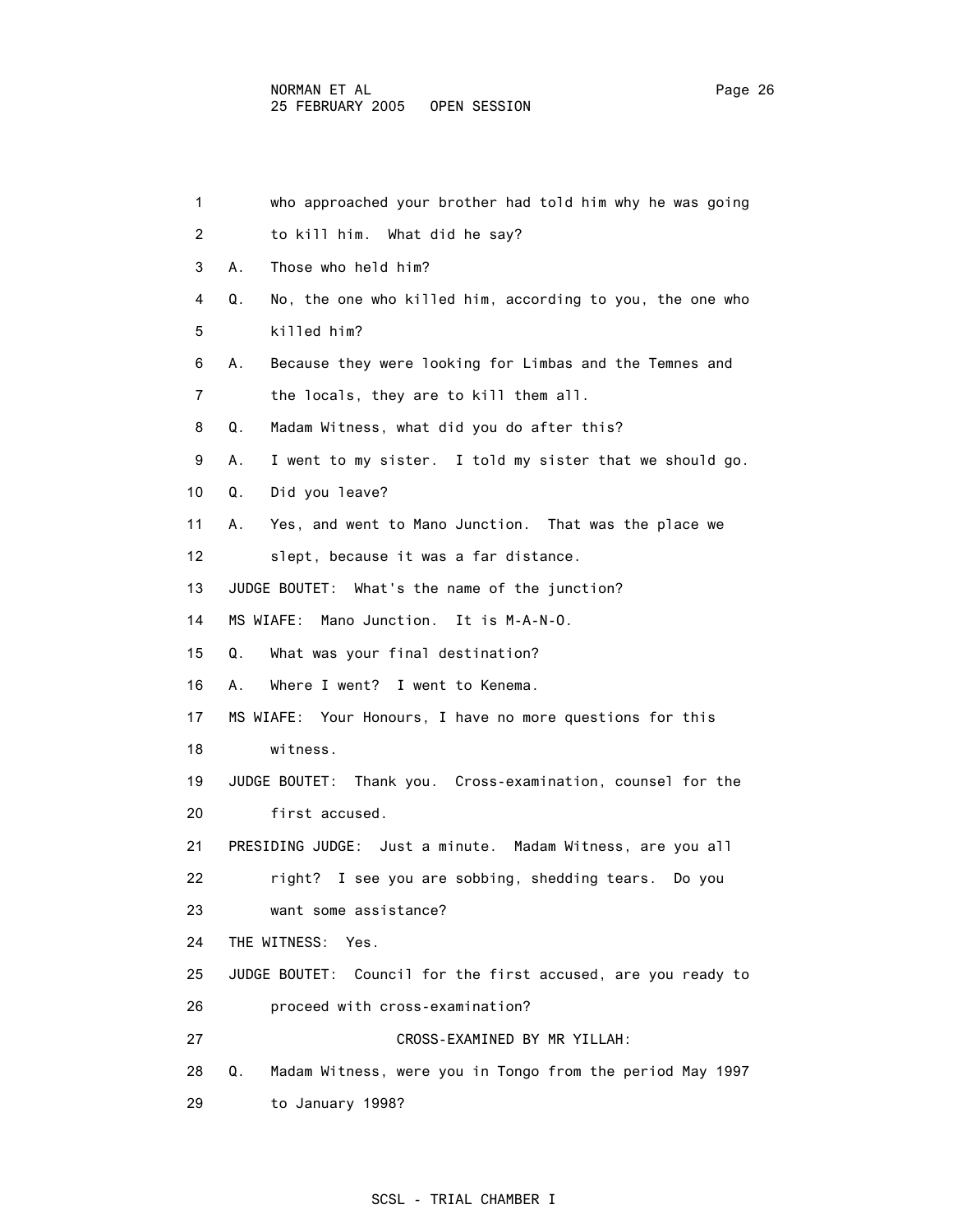who approached your brother had told him why he was going to kill him. What did he say?

A. Those who held him?

Q. No, the one who killed him, according to you, the one who killed him?

A. Because they were looking for Limbas and the Temnes and the locals, they are to kill them all.

Q. Madam Witness, what did you do after this?

A. I went to my sister. I told my sister that we should go.

Q. Did you leave?

A. Yes, and went to Mano Junction. That was the place we slept, because it was a far distance.

JUDGE BOUTET: What's the name of the junction?

MS WIAFE: Mano Junction. It is M-A-N-O.

Q. What was your final destination?

A. Where I went? I went to Kenema.

MS WIAFE: Your Honours, I have no more questions for this witness.

JUDGE BOUTET: Thank you. Cross-examination, counsel for the first accused.

PRESIDING JUDGE: Just a minute. Madam Witness, are you all right? I see you are sobbing, shedding tears. Do you want some assistance?

THE WITNESS: Yes.

JUDGE BOUTET: Council for the first accused, are you ready to proceed with cross-examination?

CROSS-EXAMINED BY MR YILLAH:

Q. Madam Witness, were you in Tongo from the period May 1997 to January 1998?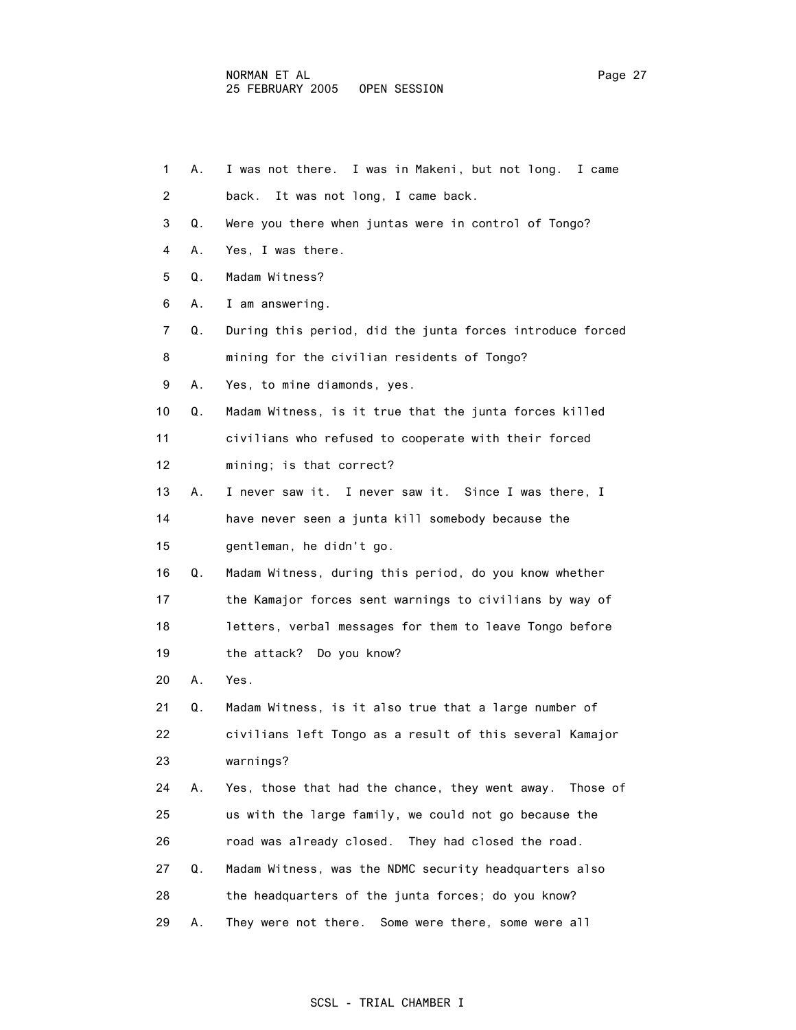1 A. I was not there. I was in Makeni, but not long. I came

2 back. It was not long, I came back.

3 Q. Were you there when juntas were in control of Tongo?

4 A. Yes, I was there.

5 Q. Madam Witness?

6 A. I am answering.

7 Q. During this period, did the junta forces introduce forced

8 mining for the civilian residents of Tongo?

9 A. Yes, to mine diamonds, yes.

10 Q. Madam Witness, is it true that the junta forces killed

11 civilians who refused to cooperate with their forced

12 mining; is that correct?

13 A. I never saw it. I never saw it. Since I was there, I

14 have never seen a junta kill somebody because the

15 gentleman, he didn't go.

16 Q. Madam Witness, during this period, do you know whether

17 the Kamajor forces sent warnings to civilians by way of

18 letters, verbal messages for them to leave Tongo before

19 the attack? Do you know?

20 A. Yes.

21 Q. Madam Witness, is it also true that a large number of

22 civilians left Tongo as a result of this several Kamajor

23 warnings?

24 A. Yes, those that had the chance, they went away. Those of

25 us with the large family, we could not go because the

26 road was already closed. They had closed the road.

27 Q. Madam Witness, was the NDMC security headquarters also

28 the headquarters of the junta forces; do you know?

29 A. They were not there. Some were there, some were all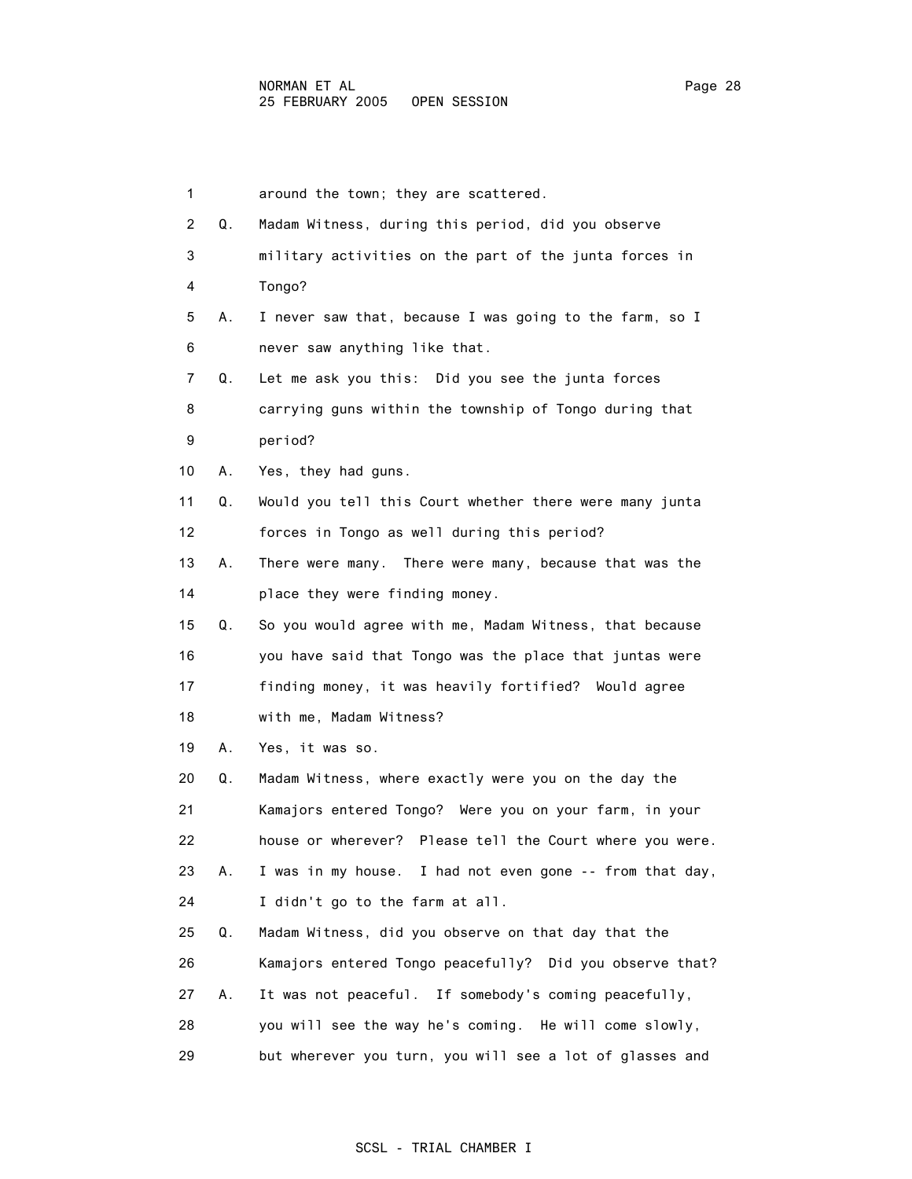1 around the town; they are scattered.

2 Q. Madam Witness, during this period, did you observe

3 military activities on the part of the junta forces in

4 Tongo?

5 A. I never saw that, because I was going to the farm, so I

6 never saw anything like that.

7 Q. Let me ask you this: Did you see the junta forces

8 carrying guns within the township of Tongo during that

9 period?

10 A. Yes, they had guns.

11 Q. Would you tell this Court whether there were many junta

12 forces in Tongo as well during this period?

13 A. There were many. There were many, because that was the

14 place they were finding money.

15 Q. So you would agree with me, Madam Witness, that because

16 you have said that Tongo was the place that juntas were

17 finding money, it was heavily fortified? Would agree

18 with me, Madam Witness?

19 A. Yes, it was so.

20 Q. Madam Witness, where exactly were you on the day the

21 Kamajors entered Tongo? Were you on your farm, in your

22 house or wherever? Please tell the Court where you were.

23 A. I was in my house. I had not even gone -- from that day,

24 I didn't go to the farm at all.

25 Q. Madam Witness, did you observe on that day that the

26 Kamajors entered Tongo peacefully? Did you observe that?

27 A. It was not peaceful. If somebody's coming peacefully,

28 you will see the way he's coming. He will come slowly,

29 but wherever you turn, you will see a lot of glasses and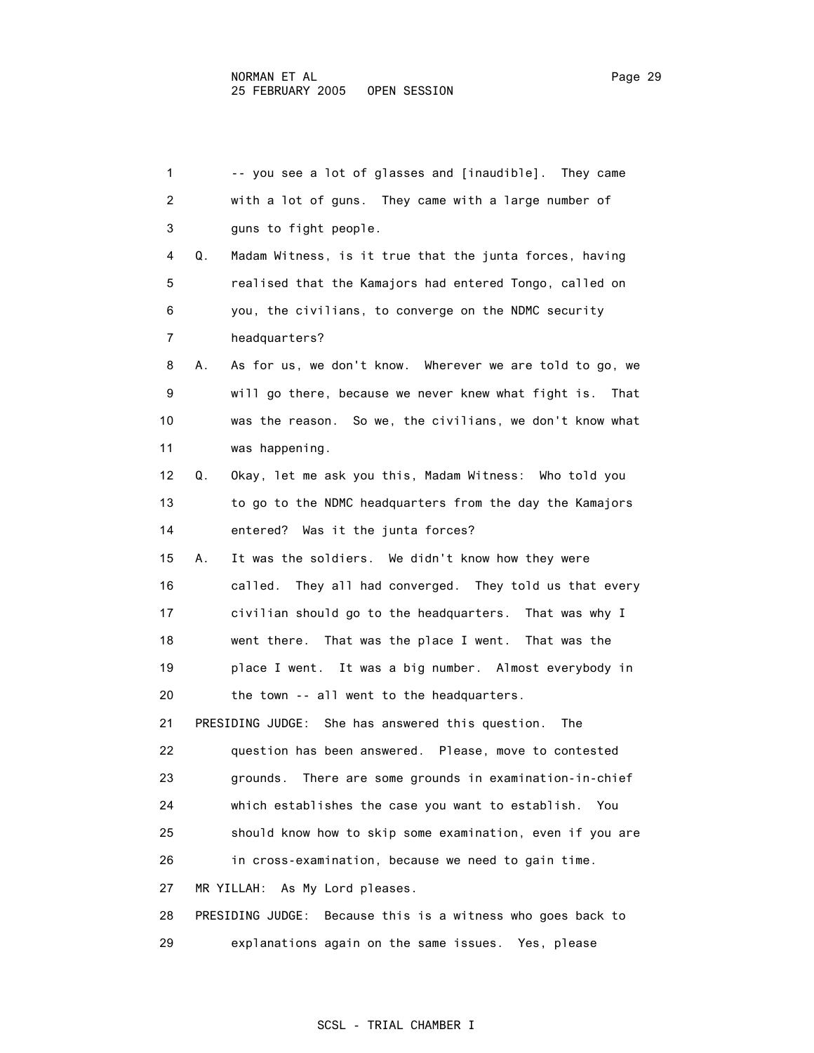-- you see a lot of glasses and [inaudible]. They came with a lot of guns. They came with a large number of guns to fight people.

Q. Madam Witness, is it true that the junta forces, having realised that the Kamajors had entered Tongo, called on you, the civilians, to converge on the NDMC security headquarters?

A. As for us, we don't know. Wherever we are told to go, we will go there, because we never knew what fight is. That was the reason. So we, the civilians, we don't know what was happening.

Q. Okay, let me ask you this, Madam Witness: Who told you to go to the NDMC headquarters from the day the Kamajors entered? Was it the junta forces?

A. It was the soldiers. We didn't know how they were called. They all had converged. They told us that every civilian should go to the headquarters. That was why I went there. That was the place I went. That was the place I went. It was a big number. Almost everybody in the town -- all went to the headquarters.

PRESIDING JUDGE: She has answered this question. The question has been answered. Please, move to contested grounds. There are some grounds in examination-in-chief which establishes the case you want to establish. You should know how to skip some examination, even if you are in cross-examination, because we need to gain time.

MR YILLAH: As My Lord pleases.

PRESIDING JUDGE: Because this is a witness who goes back to explanations again on the same issues. Yes, please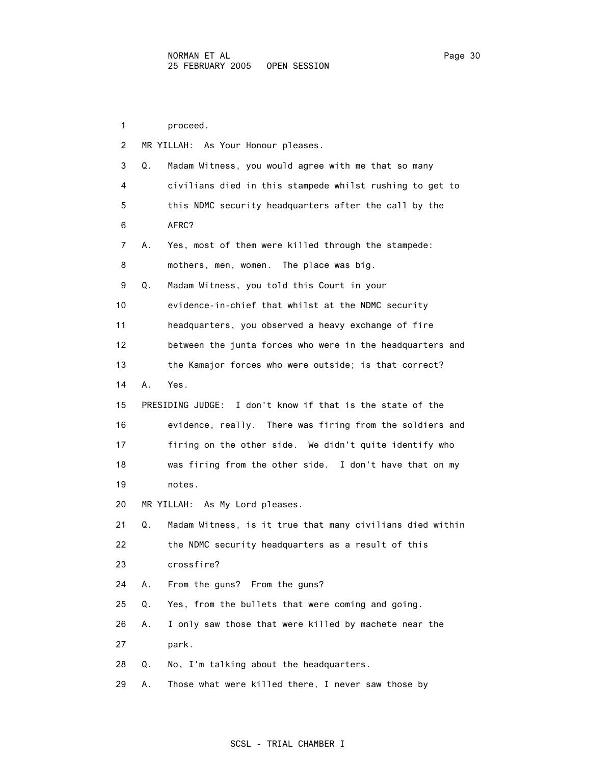proceed.

MR YILLAH: As Your Honour pleases.

Q. Madam Witness, you would agree with me that so many civilians died in this stampede whilst rushing to get to this NDMC security headquarters after the call by the AFRC?

A. Yes, most of them were killed through the stampede: mothers, men, women. The place was big.

Q. Madam Witness, you told this Court in your evidence-in-chief that whilst at the NDMC security headquarters, you observed a heavy exchange of fire between the junta forces who were in the headquarters and the Kamajor forces who were outside; is that correct?

A. Yes.

PRESIDING JUDGE: I don't know if that is the state of the evidence, really. There was firing from the soldiers and firing on the other side. We didn't quite identify who was firing from the other side. I don't have that on my notes.

MR YILLAH: As My Lord pleases.

Q. Madam Witness, is it true that many civilians died within the NDMC security headquarters as a result of this crossfire?

A. From the guns? From the guns?

Q. Yes, from the bullets that were coming and going.

A. I only saw those that were killed by machete near the park.

Q. No, I'm talking about the headquarters.

A. Those what were killed there, I never saw those by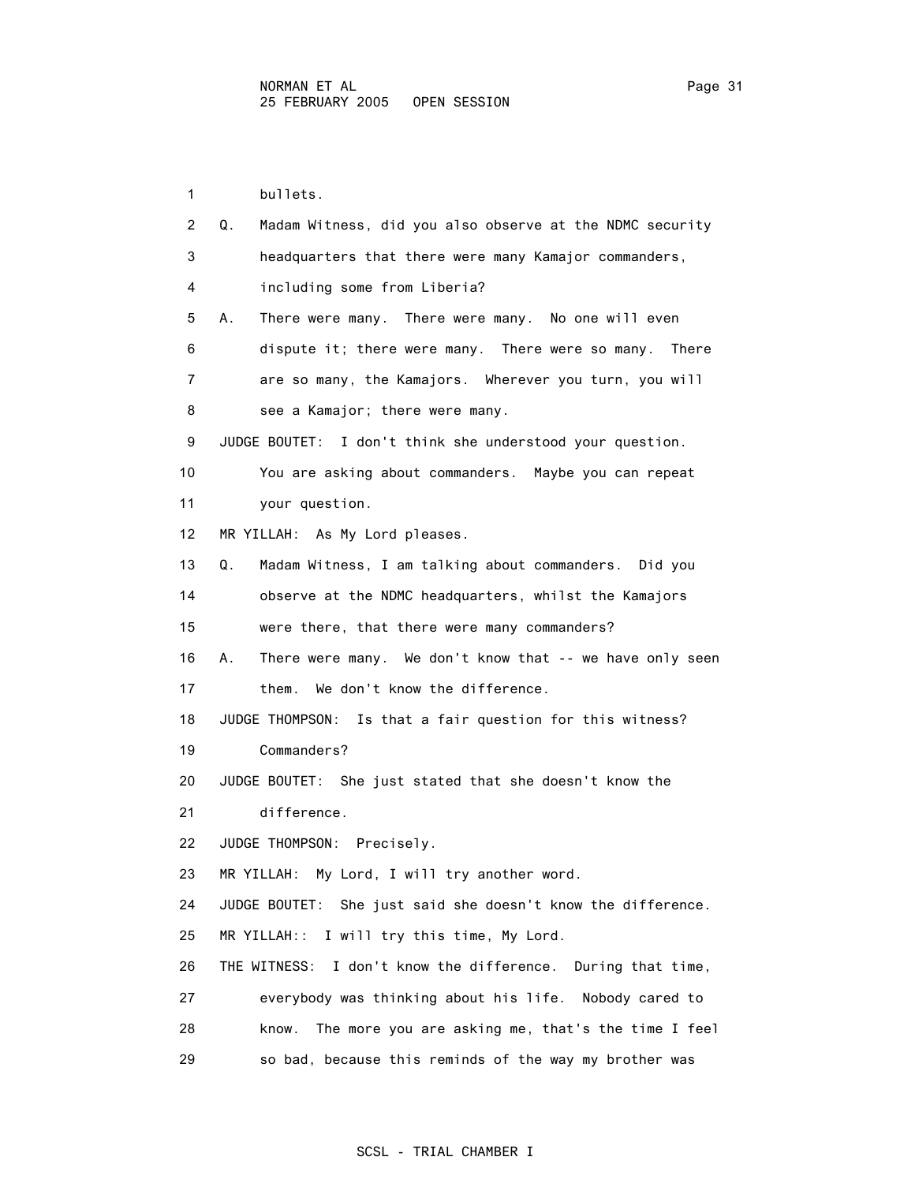1 bullets.

2 Q. Madam Witness, did you also observe at the NDMC security

3 headquarters that there were many Kamajor commanders,

4 including some from Liberia?

5 A. There were many. There were many. No one will even

6 dispute it; there were many. There were so many. There

7 are so many, the Kamajors. Wherever you turn, you will

8 see a Kamajor; there were many.

9 JUDGE BOUTET: I don't think she understood your question.

10 You are asking about commanders. Maybe you can repeat

11 your question.

12 MR YILLAH: As My Lord pleases.

13 Q. Madam Witness, I am talking about commanders. Did you

14 observe at the NDMC headquarters, whilst the Kamajors

15 were there, that there were many commanders?

16 A. There were many. We don't know that -- we have only seen

17 them. We don't know the difference.

18 JUDGE THOMPSON: Is that a fair question for this witness?

19 Commanders?

20 JUDGE BOUTET: She just stated that she doesn't know the

21 difference.

22 JUDGE THOMPSON: Precisely.

23 MR YILLAH: My Lord, I will try another word.

24 JUDGE BOUTET: She just said she doesn't know the difference.

25 MR YILLAH:: I will try this time, My Lord.

26 THE WITNESS: I don't know the difference. During that time,

27 everybody was thinking about his life. Nobody cared to

28 know. The more you are asking me, that's the time I feel

29 so bad, because this reminds of the way my brother was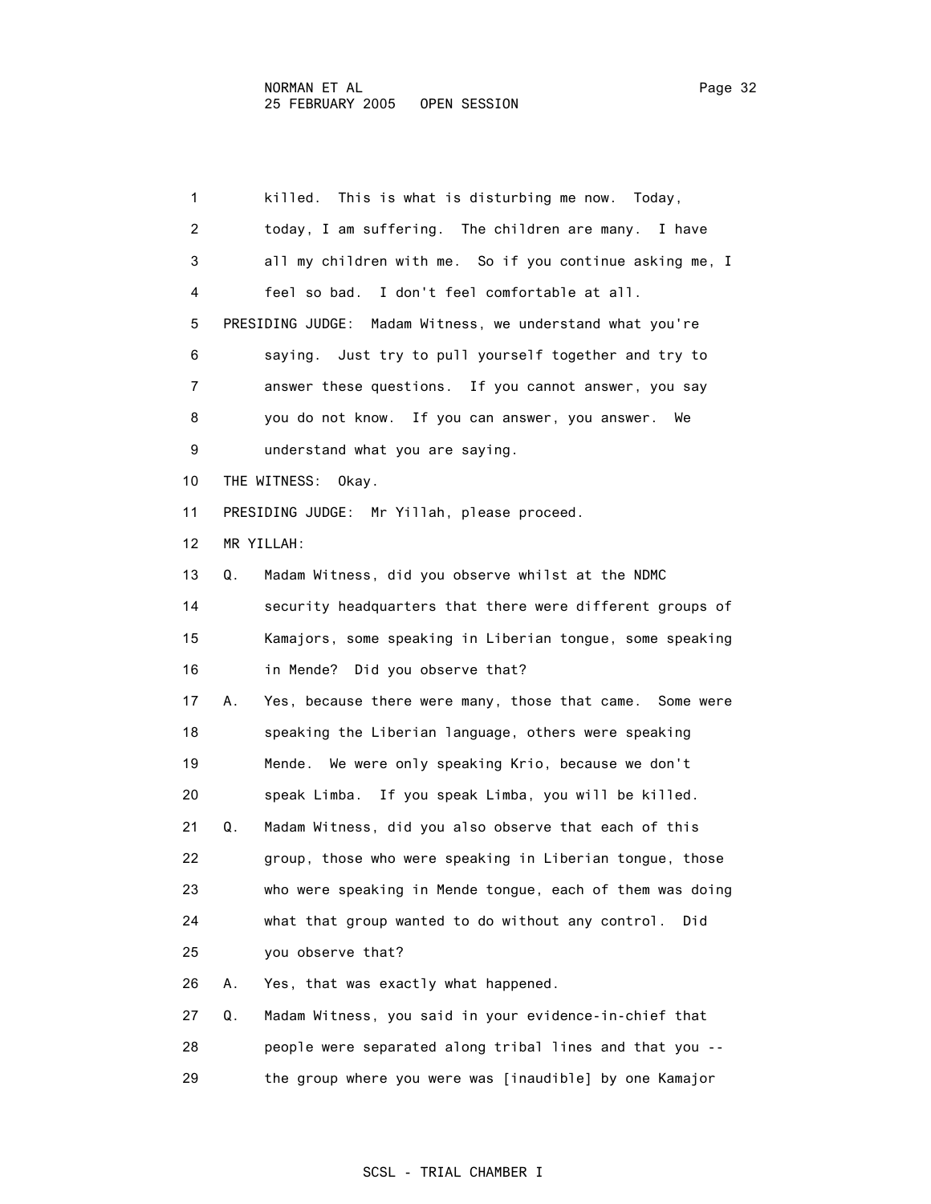killed. This is what is disturbing me now. Today, today, I am suffering. The children are many. I have all my children with me. So if you continue asking me, I feel so bad. I don't feel comfortable at all.

PRESIDING JUDGE: Madam Witness, we understand what you're saying. Just try to pull yourself together and try to answer these questions. If you cannot answer, you say you do not know. If you can answer, you answer. We understand what you are saying.

THE WITNESS: Okay.

PRESIDING JUDGE: Mr Yillah, please proceed.

MR YILLAH:

Q. Madam Witness, did you observe whilst at the NDMC security headquarters that there were different groups of Kamajors, some speaking in Liberian tongue, some speaking in Mende? Did you observe that?

A. Yes, because there were many, those that came. Some were speaking the Liberian language, others were speaking Mende. We were only speaking Krio, because we don't speak Limba. If you speak Limba, you will be killed.

Q. Madam Witness, did you also observe that each of this group, those who were speaking in Liberian tongue, those who were speaking in Mende tongue, each of them was doing what that group wanted to do without any control. Did you observe that?

A. Yes, that was exactly what happened.

Q. Madam Witness, you said in your evidence-in-chief that people were separated along tribal lines and that you -- the group where you were was [inaudible] by one Kamajor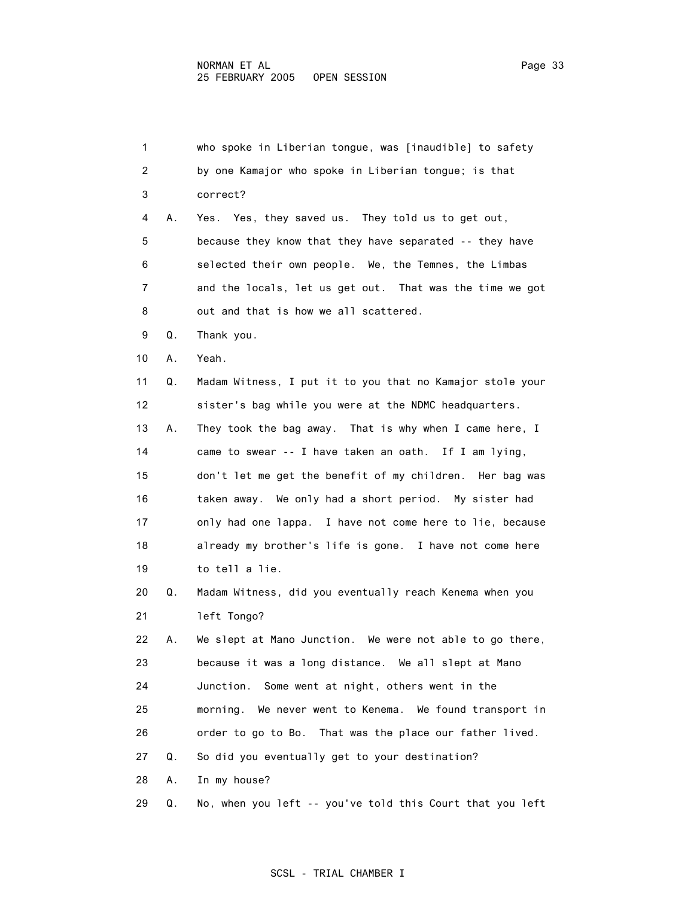who spoke in Liberian tongue, was [inaudible] to safety by one Kamajor who spoke in Liberian tongue; is that correct?

A. Yes. Yes, they saved us. They told us to get out, because they know that they have separated -- they have selected their own people. We, the Temnes, the Limbas and the locals, let us get out. That was the time we got out and that is how we all scattered.

Q. Thank you.

A. Yeah.

Q. Madam Witness, I put it to you that no Kamajor stole your sister's bag while you were at the NDMC headquarters.

A. They took the bag away. That is why when I came here, I came to swear -- I have taken an oath. If I am lying, don't let me get the benefit of my children. Her bag was taken away. We only had a short period. My sister had only had one lappa. I have not come here to lie, because already my brother's life is gone. I have not come here to tell a lie.

Q. Madam Witness, did you eventually reach Kenema when you left Tongo?

A. We slept at Mano Junction. We were not able to go there, because it was a long distance. We all slept at Mano Junction. Some went at night, others went in the morning. We never went to Kenema. We found transport in order to go to Bo. That was the place our father lived.

Q. So did you eventually get to your destination?

A. In my house?

Q. No, when you left -- you've told this Court that you left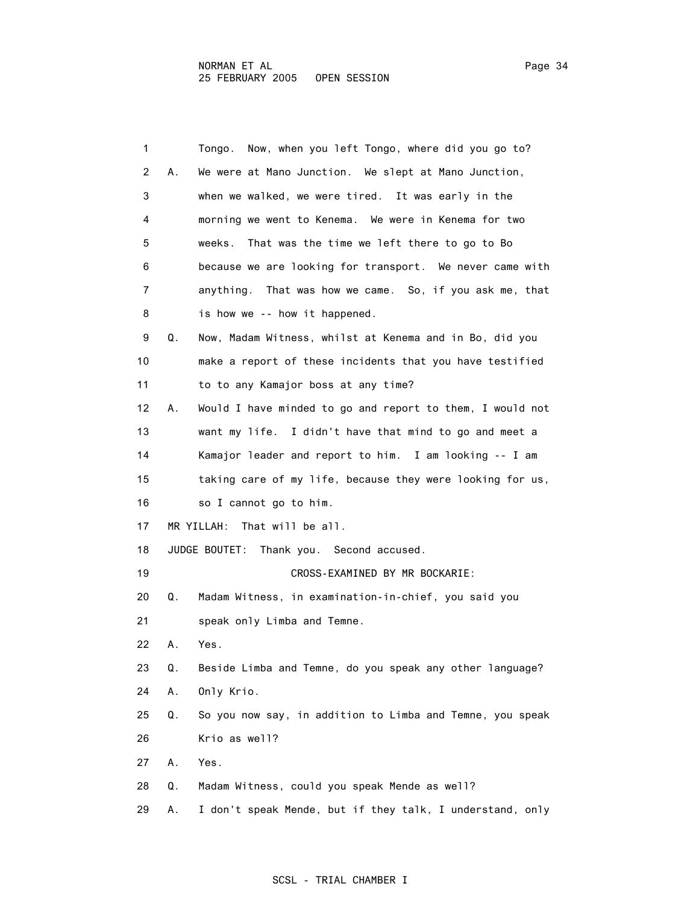1 Tongo. Now, when you left Tongo, where did you go to?

2 A. We were at Mano Junction. We slept at Mano Junction,

3 when we walked, we were tired. It was early in the

4 morning we went to Kenema. We were in Kenema for two

5 weeks. That was the time we left there to go to Bo

6 because we are looking for transport. We never came with

7 anything. That was how we came. So, if you ask me, that

8 is how we -- how it happened.

9 Q. Now, Madam Witness, whilst at Kenema and in Bo, did you

10 make a report of these incidents that you have testified

11 to to any Kamajor boss at any time?

12 A. Would I have minded to go and report to them, I would not

13 want my life. I didn't have that mind to go and meet a

14 Kamajor leader and report to him. I am looking -- I am

15 taking care of my life, because they were looking for us,

16 so I cannot go to him.

17 MR YILLAH: That will be all.

18 JUDGE BOUTET: Thank you. Second accused.

19 CROSS-EXAMINED BY MR BOCKARIE:

20 Q. Madam Witness, in examination-in-chief, you said you

21 speak only Limba and Temne.

22 A. Yes.

23 Q. Beside Limba and Temne, do you speak any other language?

24 A. Only Krio.

25 Q. So you now say, in addition to Limba and Temne, you speak

26 Krio as well?

27 A. Yes.

28 Q. Madam Witness, could you speak Mende as well?

29 A. I don't speak Mende, but if they talk, I understand, only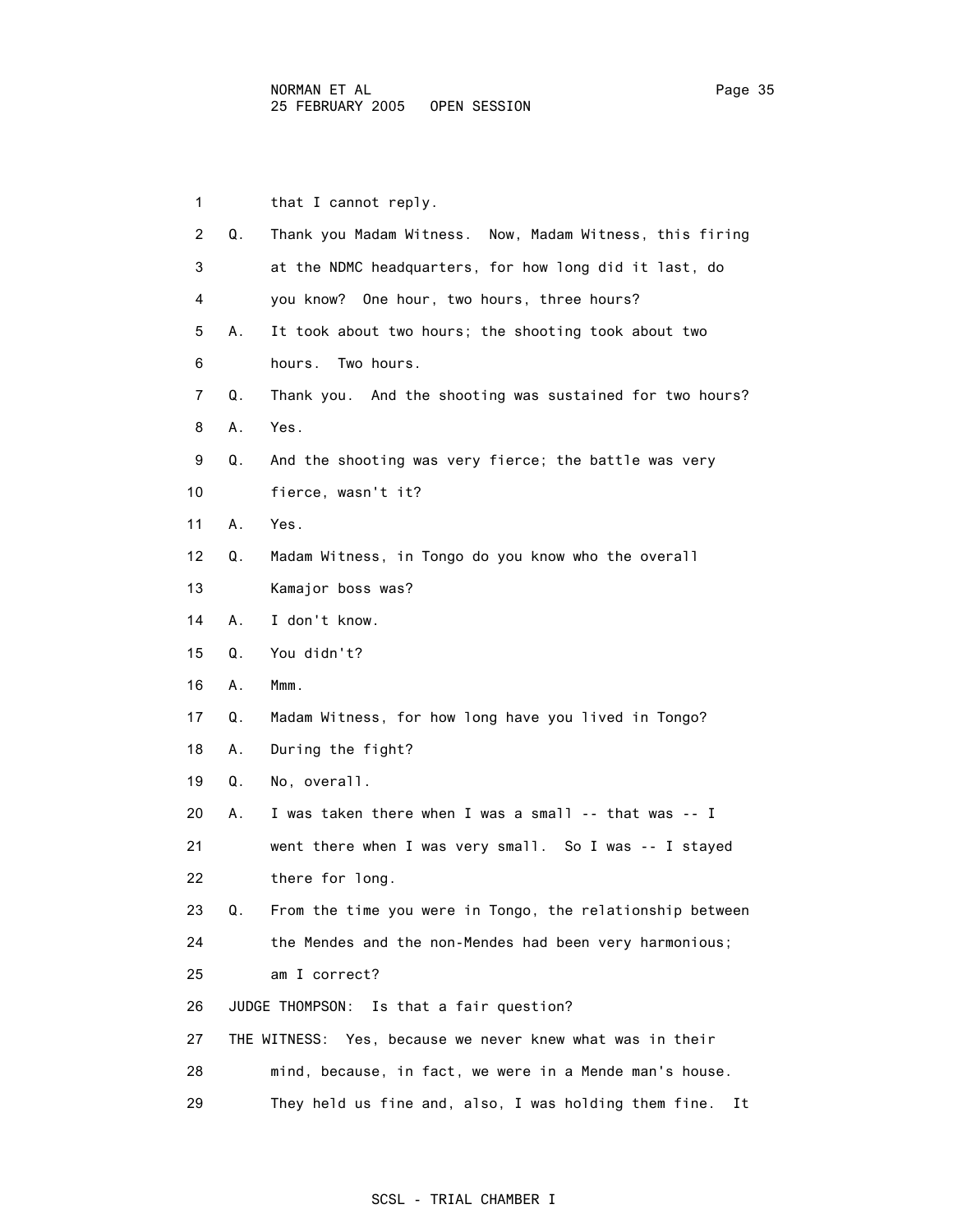1 that I cannot reply.

2 Q. Thank you Madam Witness. Now, Madam Witness, this firing

3 at the NDMC headquarters, for how long did it last, do

4 you know? One hour, two hours, three hours?

5 A. It took about two hours; the shooting took about two

6 hours. Two hours.

7 Q. Thank you. And the shooting was sustained for two hours?

8 A. Yes.

9 Q. And the shooting was very fierce; the battle was very

10 fierce, wasn't it?

11 A. Yes.

12 Q. Madam Witness, in Tongo do you know who the overall

13 Kamajor boss was?

14 A. I don't know.

15 Q. You didn't?

16 A. Mmm.

17 Q. Madam Witness, for how long have you lived in Tongo?

18 A. During the fight?

19 Q. No, overall.

20 A. I was taken there when I was a small -- that was -- I

21 went there when I was very small. So I was -- I stayed

22 there for long.

23 Q. From the time you were in Tongo, the relationship between

24 the Mendes and the non-Mendes had been very harmonious;

25 am I correct?

26 JUDGE THOMPSON: Is that a fair question?

27 THE WITNESS: Yes, because we never knew what was in their

28 mind, because, in fact, we were in a Mende man's house.

29 They held us fine and, also, I was holding them fine. It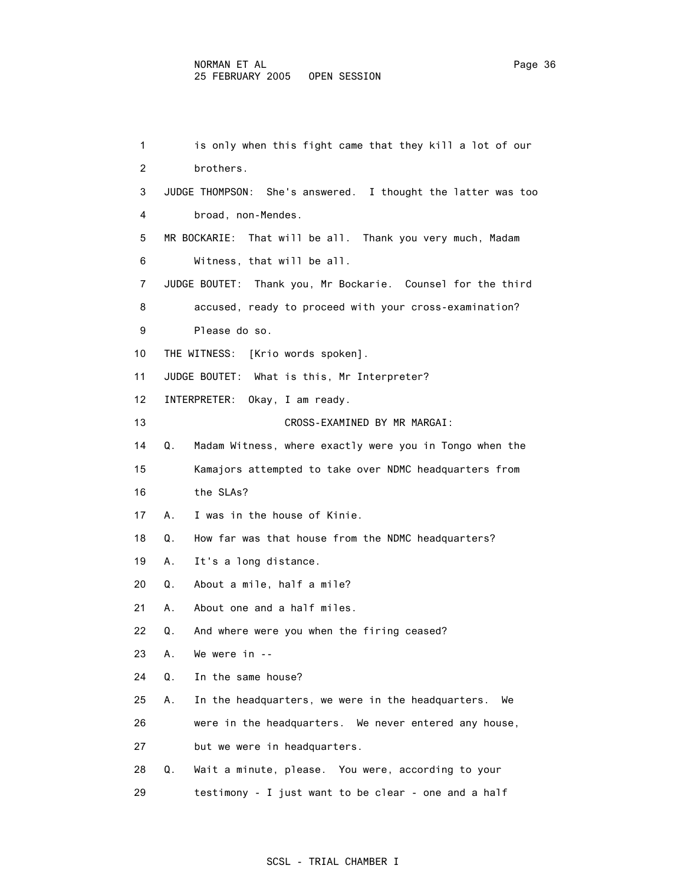is only when this fight came that they kill a lot of our brothers.

JUDGE THOMPSON: She's answered. I thought the latter was too broad, non-Mendes.

MR BOCKARIE: That will be all. Thank you very much, Madam Witness, that will be all.

JUDGE BOUTET: Thank you, Mr Bockarie. Counsel for the third accused, ready to proceed with your cross-examination? Please do so.

THE WITNESS: [Krio words spoken].

JUDGE BOUTET: What is this, Mr Interpreter?

INTERPRETER: Okay, I am ready.

CROSS-EXAMINED BY MR MARGAI:

Q. Madam Witness, where exactly were you in Tongo when the Kamajors attempted to take over NDMC headquarters from the SLAs?

A. I was in the house of Kinie.

Q. How far was that house from the NDMC headquarters?

A. It's a long distance.

Q. About a mile, half a mile?

A. About one and a half miles.

Q. And where were you when the firing ceased?

A. We were in --

Q. In the same house?

A. In the headquarters, we were in the headquarters. We were in the headquarters. We never entered any house, but we were in headquarters.

Q. Wait a minute, please. You were, according to your testimony - I just want to be clear - one and a half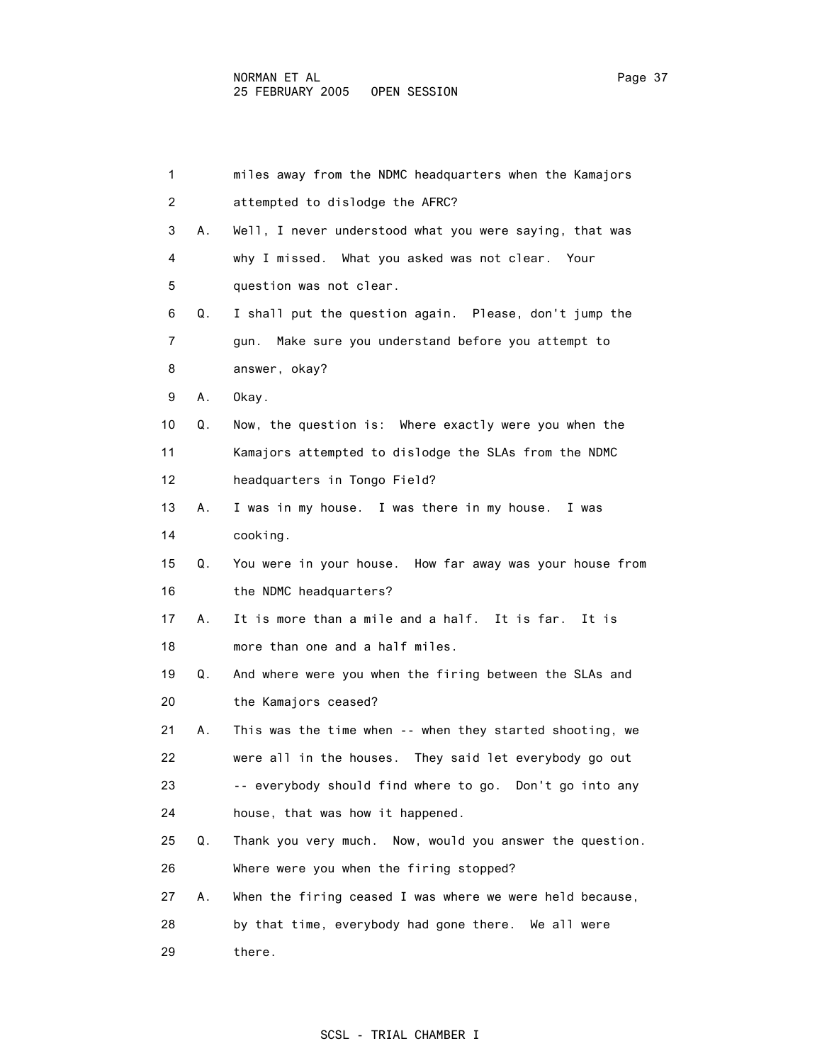1 miles away from the NDMC headquarters when the Kamajors
2 attempted to dislodge the AFRC?
3 A. Well, I never understood what you were saying, that was
4 why I missed. What you asked was not clear. Your
5 question was not clear.
6 Q. I shall put the question again. Please, don't jump the
7 gun. Make sure you understand before you attempt to
8 answer, okay?
9 A. Okay.
10 Q. Now, the question is: Where exactly were you when the
11 Kamajors attempted to dislodge the SLAs from the NDMC
12 headquarters in Tongo Field?
13 A. I was in my house. I was there in my house. I was
14 cooking.
15 Q. You were in your house. How far away was your house from
16 the NDMC headquarters?
17 A. It is more than a mile and a half. It is far. It is
18 more than one and a half miles.
19 Q. And where were you when the firing between the SLAs and
20 the Kamajors ceased?
21 A. This was the time when -- when they started shooting, we
22 were all in the houses. They said let everybody go out
23 -- everybody should find where to go. Don't go into any
24 house, that was how it happened.
25 Q. Thank you very much. Now, would you answer the question.
26 Where were you when the firing stopped?
27 A. When the firing ceased I was where we were held because,
28 by that time, everybody had gone there. We all were
29 there.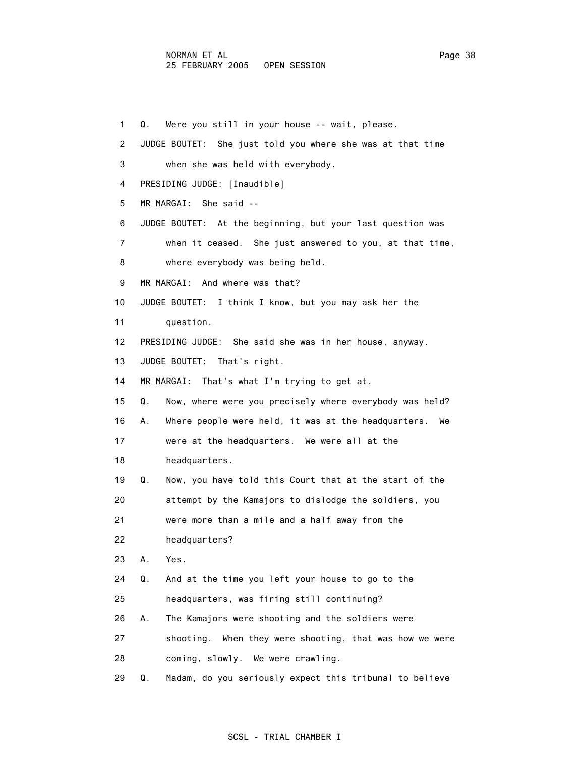Q. Were you still in your house -- wait, please.

JUDGE BOUTET: She just told you where she was at that time when she was held with everybody.

PRESIDING JUDGE: [Inaudible]

MR MARGAI: She said --

JUDGE BOUTET: At the beginning, but your last question was when it ceased. She just answered to you, at that time, where everybody was being held.

MR MARGAI: And where was that?

JUDGE BOUTET: I think I know, but you may ask her the question.

PRESIDING JUDGE: She said she was in her house, anyway.

JUDGE BOUTET: That's right.

MR MARGAI: That's what I'm trying to get at.

Q. Now, where were you precisely where everybody was held?

A. Where people were held, it was at the headquarters. We were at the headquarters. We were all at the headquarters.

Q. Now, you have told this Court that at the start of the attempt by the Kamajors to dislodge the soldiers, you were more than a mile and a half away from the headquarters?

A. Yes.

Q. And at the time you left your house to go to the headquarters, was firing still continuing?

A. The Kamajors were shooting and the soldiers were shooting. When they were shooting, that was how we were coming, slowly. We were crawling.

Q. Madam, do you seriously expect this tribunal to believe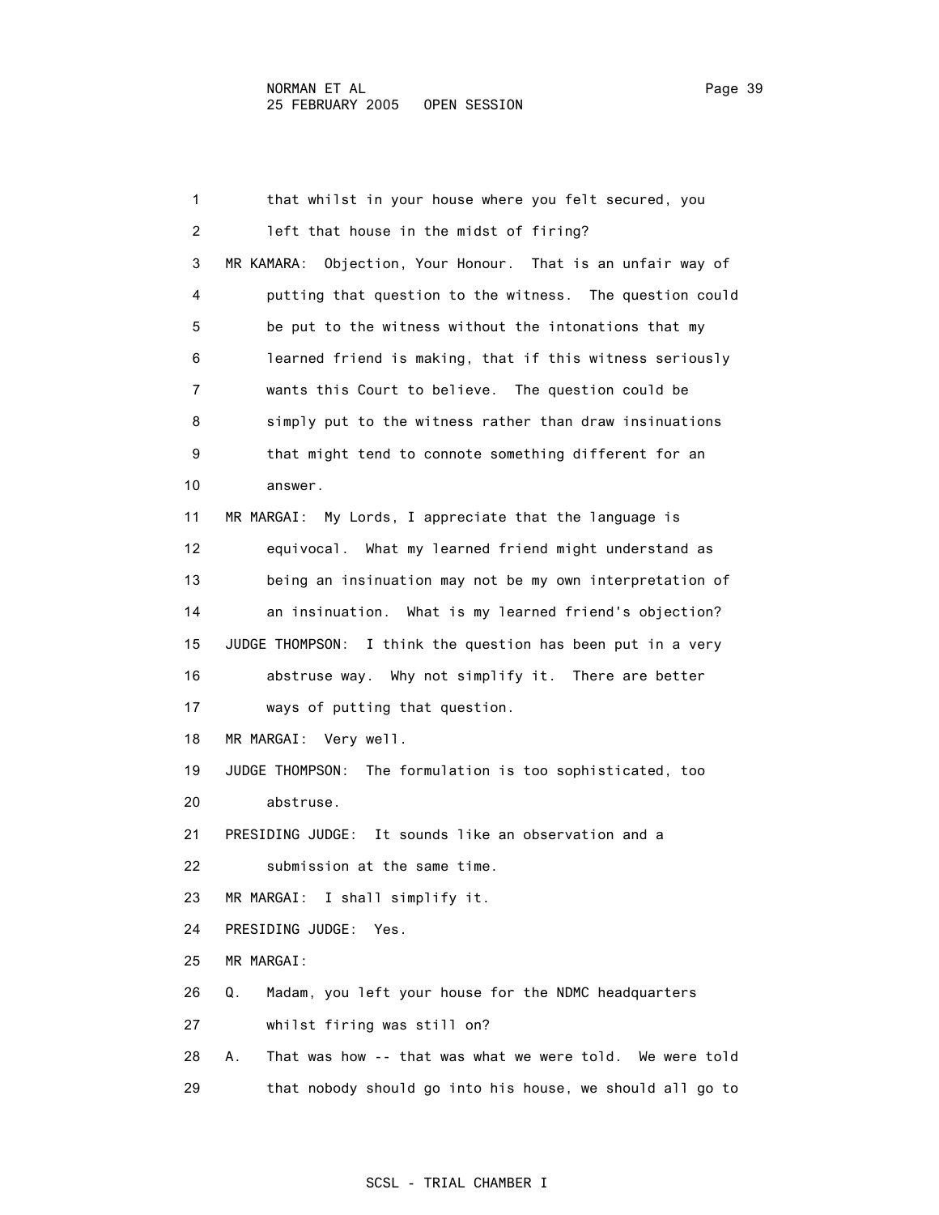that whilst in your house where you felt secured, you left that house in the midst of firing?

MR KAMARA: Objection, Your Honour. That is an unfair way of putting that question to the witness. The question could be put to the witness without the intonations that my learned friend is making, that if this witness seriously wants this Court to believe. The question could be simply put to the witness rather than draw insinuations that might tend to connote something different for an answer.

MR MARGAI: My Lords, I appreciate that the language is equivocal. What my learned friend might understand as being an insinuation may not be my own interpretation of an insinuation. What is my learned friend's objection?

JUDGE THOMPSON: I think the question has been put in a very abstruse way. Why not simplify it. There are better ways of putting that question.

MR MARGAI: Very well.

JUDGE THOMPSON: The formulation is too sophisticated, too abstruse.

PRESIDING JUDGE: It sounds like an observation and a submission at the same time.

MR MARGAI: I shall simplify it.

PRESIDING JUDGE: Yes.

MR MARGAI:

Q. Madam, you left your house for the NDMC headquarters whilst firing was still on?

A. That was how -- that was what we were told. We were told that nobody should go into his house, we should all go to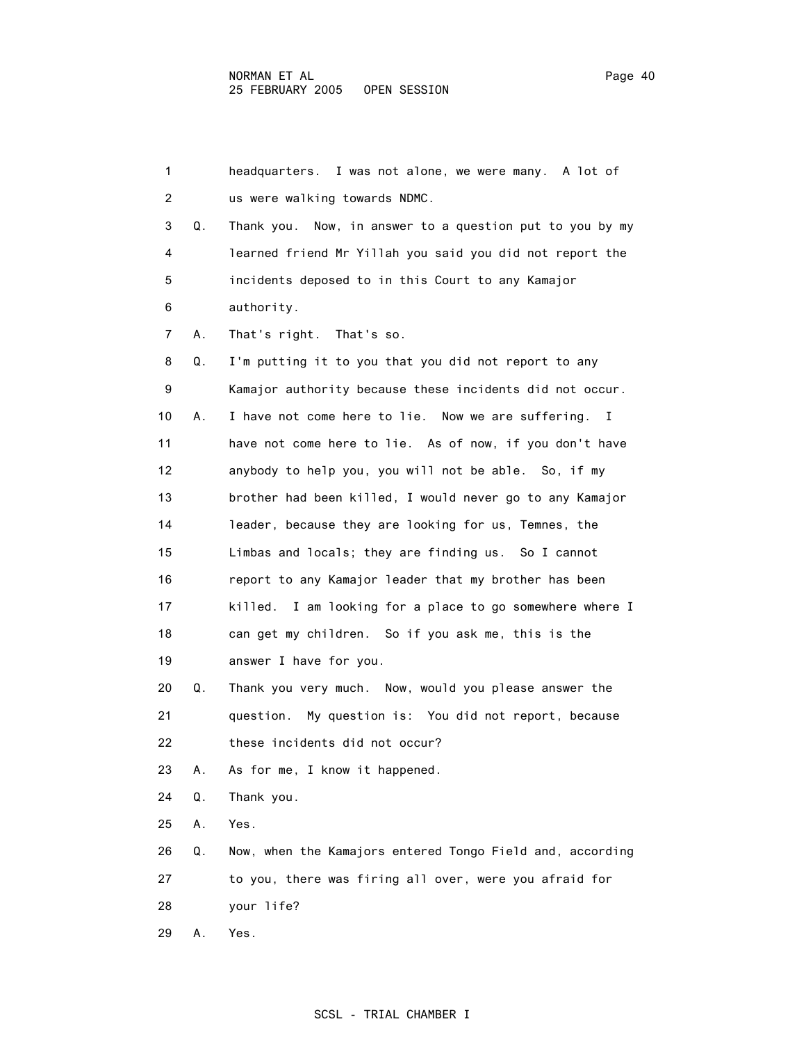1 headquarters. I was not alone, we were many. A lot of
2 us were walking towards NDMC.
3 Q. Thank you. Now, in answer to a question put to you by my
4 learned friend Mr Yillah you said you did not report the
5 incidents deposed to in this Court to any Kamajor
6 authority.
7 A. That's right. That's so.
8 Q. I'm putting it to you that you did not report to any
9 Kamajor authority because these incidents did not occur.
10 A. I have not come here to lie. Now we are suffering. I
11 have not come here to lie. As of now, if you don't have
12 anybody to help you, you will not be able. So, if my
13 brother had been killed, I would never go to any Kamajor
14 leader, because they are looking for us, Temnes, the
15 Limbas and locals; they are finding us. So I cannot
16 report to any Kamajor leader that my brother has been
17 killed. I am looking for a place to go somewhere where I
18 can get my children. So if you ask me, this is the
19 answer I have for you.
20 Q. Thank you very much. Now, would you please answer the
21 question. My question is: You did not report, because
22 these incidents did not occur?
23 A. As for me, I know it happened.
24 Q. Thank you.
25 A. Yes.
26 Q. Now, when the Kamajors entered Tongo Field and, according
27 to you, there was firing all over, were you afraid for
28 your life?
29 A. Yes.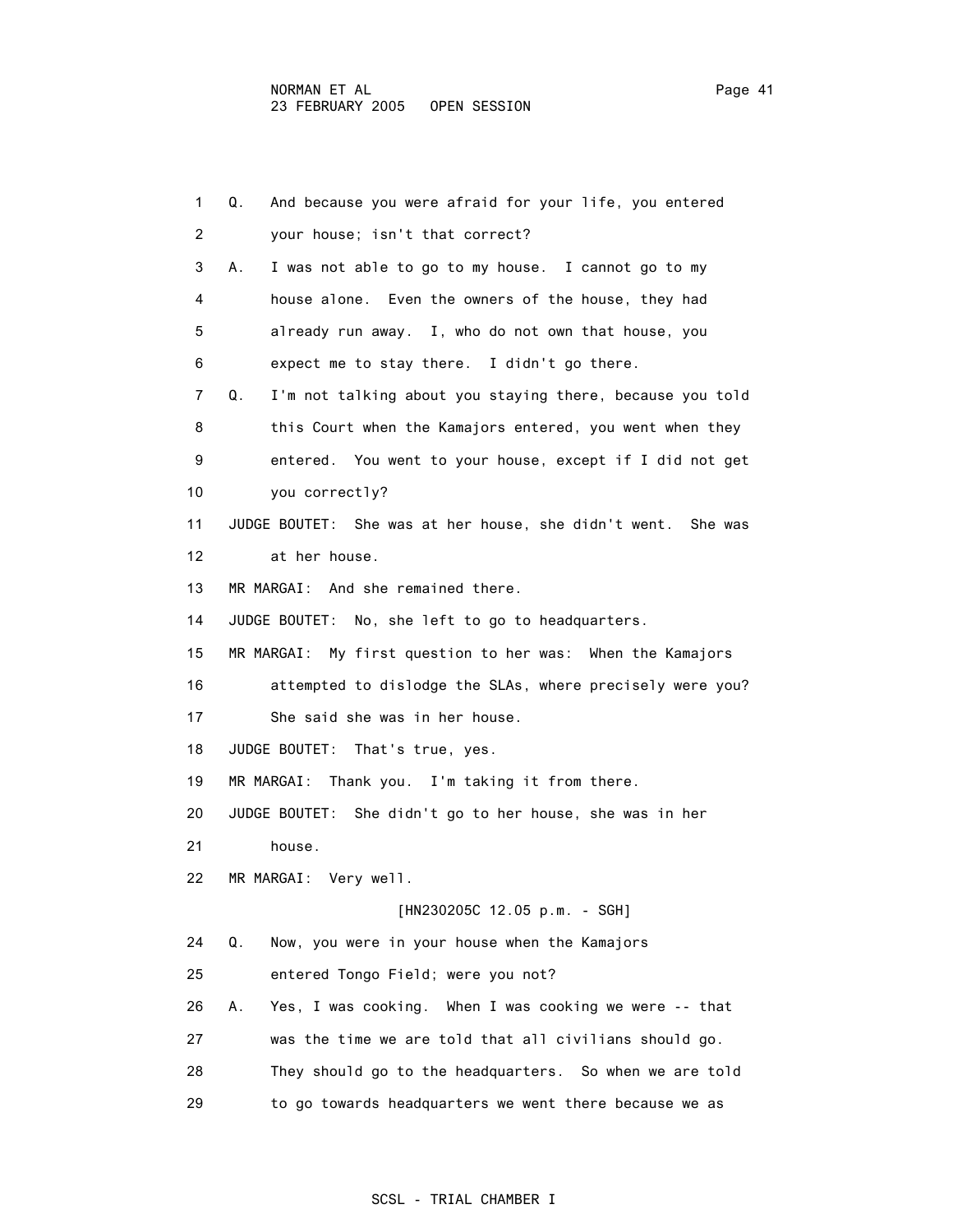1 Q. And because you were afraid for your life, you entered
2 your house; isn't that correct?
3 A. I was not able to go to my house. I cannot go to my
4 house alone. Even the owners of the house, they had
5 already run away. I, who do not own that house, you
6 expect me to stay there. I didn't go there.
7 Q. I'm not talking about you staying there, because you told
8 this Court when the Kamajors entered, you went when they
9 entered. You went to your house, except if I did not get
10 you correctly?
11 JUDGE BOUTET: She was at her house, she didn't went. She was
12 at her house.
13 MR MARGAI: And she remained there.
14 JUDGE BOUTET: No, she left to go to headquarters.
15 MR MARGAI: My first question to her was: When the Kamajors
16 attempted to dislodge the SLAs, where precisely were you?
17 She said she was in her house.
18 JUDGE BOUTET: That's true, yes.
19 MR MARGAI: Thank you. I'm taking it from there.
20 JUDGE BOUTET: She didn't go to her house, she was in her
21 house.
22 MR MARGAI: Very well.

[HN230205C 12.05 p.m. - SGH]

24 Q. Now, you were in your house when the Kamajors
25 entered Tongo Field; were you not?
26 A. Yes, I was cooking. When I was cooking we were -- that
27 was the time we are told that all civilians should go.
28 They should go to the headquarters. So when we are told
29 to go towards headquarters we went there because we as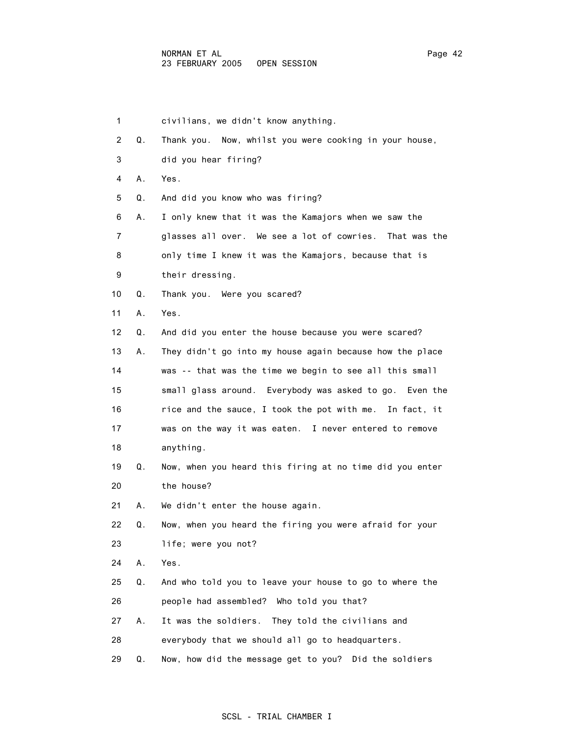1 civilians, we didn't know anything.

2 Q. Thank you. Now, whilst you were cooking in your house,

3 did you hear firing?

4 A. Yes.

5 Q. And did you know who was firing?

6 A. I only knew that it was the Kamajors when we saw the

7 glasses all over. We see a lot of cowries. That was the

8 only time I knew it was the Kamajors, because that is

9 their dressing.

10 Q. Thank you. Were you scared?

11 A. Yes.

12 Q. And did you enter the house because you were scared?

13 A. They didn't go into my house again because how the place

14 was -- that was the time we begin to see all this small

15 small glass around. Everybody was asked to go. Even the

16 rice and the sauce, I took the pot with me. In fact, it

17 was on the way it was eaten. I never entered to remove

18 anything.

19 Q. Now, when you heard this firing at no time did you enter

20 the house?

21 A. We didn't enter the house again.

22 Q. Now, when you heard the firing you were afraid for your

23 life; were you not?

24 A. Yes.

25 Q. And who told you to leave your house to go to where the

26 people had assembled? Who told you that?

27 A. It was the soldiers. They told the civilians and

28 everybody that we should all go to headquarters.

29 Q. Now, how did the message get to you? Did the soldiers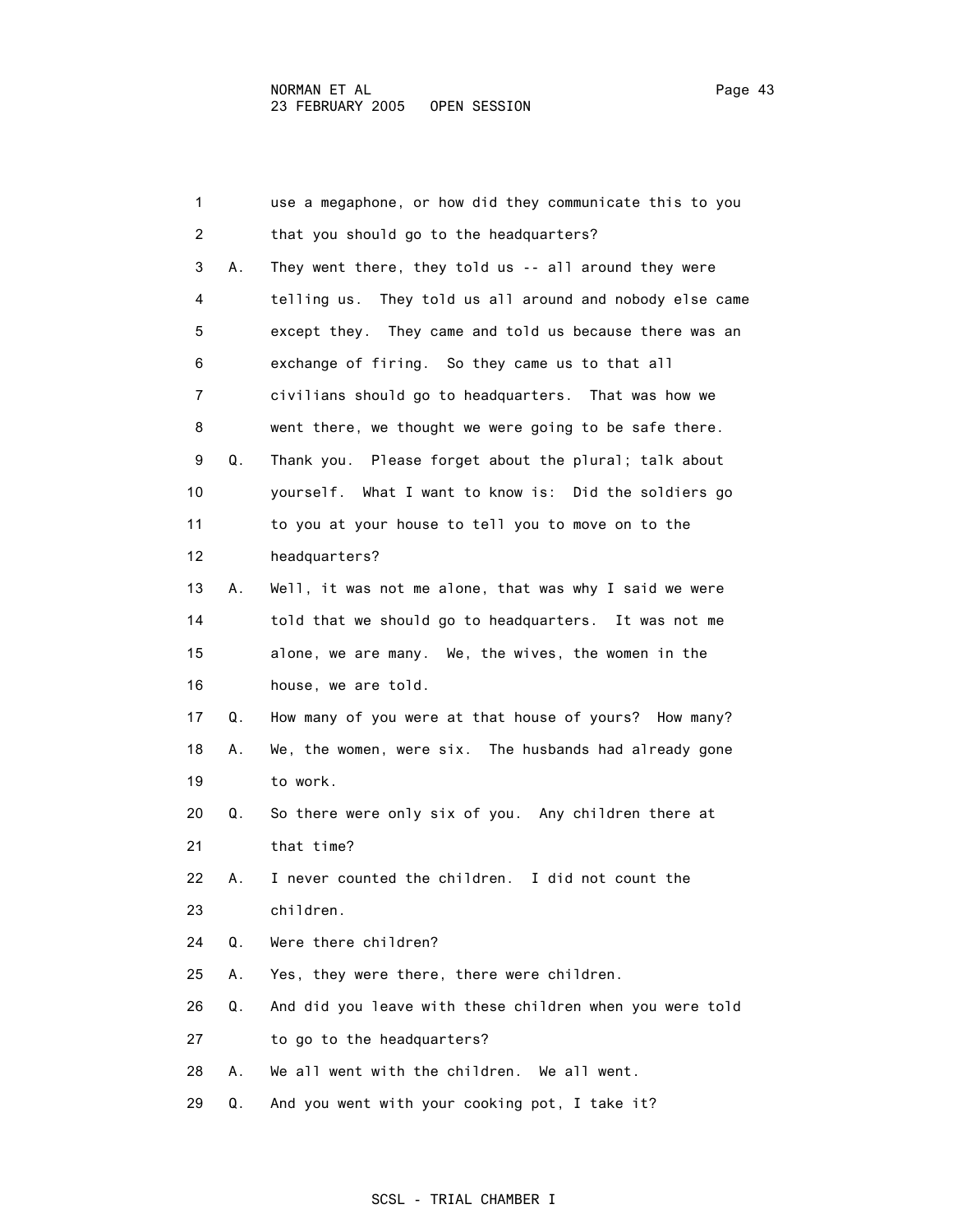1 use a megaphone, or how did they communicate this to you
2 that you should go to the headquarters?
3 A. They went there, they told us -- all around they were
4 telling us. They told us all around and nobody else came
5 except they. They came and told us because there was an
6 exchange of firing. So they came us to that all
7 civilians should go to headquarters. That was how we
8 went there, we thought we were going to be safe there.
9 Q. Thank you. Please forget about the plural; talk about
10 yourself. What I want to know is: Did the soldiers go
11 to you at your house to tell you to move on to the
12 headquarters?
13 A. Well, it was not me alone, that was why I said we were
14 told that we should go to headquarters. It was not me
15 alone, we are many. We, the wives, the women in the
16 house, we are told.
17 Q. How many of you were at that house of yours? How many?
18 A. We, the women, were six. The husbands had already gone
19 to work.
20 Q. So there were only six of you. Any children there at
21 that time?
22 A. I never counted the children. I did not count the
23 children.
24 Q. Were there children?
25 A. Yes, they were there, there were children.
26 Q. And did you leave with these children when you were told
27 to go to the headquarters?
28 A. We all went with the children. We all went.
29 Q. And you went with your cooking pot, I take it?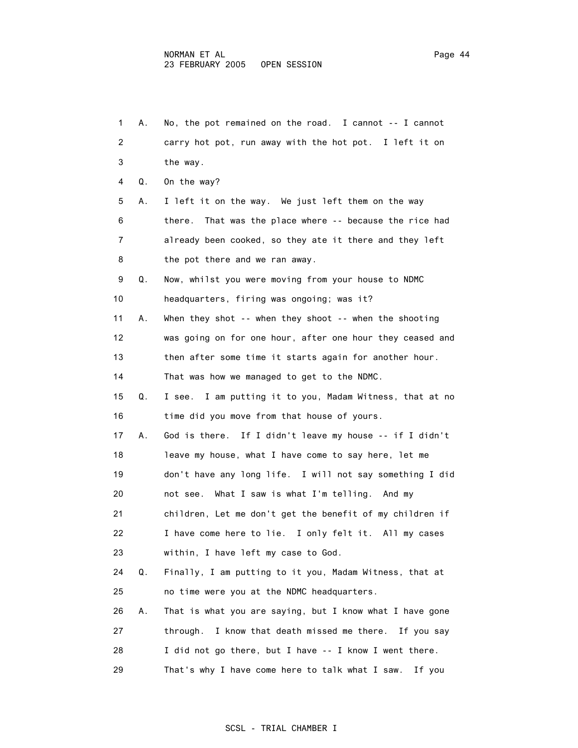1 A. No, the pot remained on the road. I cannot -- I cannot
2 carry hot pot, run away with the hot pot. I left it on
3 the way.

4 Q. On the way?

5 A. I left it on the way. We just left them on the way
6 there. That was the place where -- because the rice had
7 already been cooked, so they ate it there and they left
8 the pot there and we ran away.

9 Q. Now, whilst you were moving from your house to NDMC
10 headquarters, firing was ongoing; was it?

11 A. When they shot -- when they shoot -- when the shooting
12 was going on for one hour, after one hour they ceased and
13 then after some time it starts again for another hour.
14 That was how we managed to get to the NDMC.

15 Q. I see. I am putting it to you, Madam Witness, that at no
16 time did you move from that house of yours.

17 A. God is there. If I didn't leave my house -- if I didn't
18 leave my house, what I have come to say here, let me
19 don't have any long life. I will not say something I did
20 not see. What I saw is what I'm telling. And my
21 children, Let me don't get the benefit of my children if
22 I have come here to lie. I only felt it. All my cases
23 within, I have left my case to God.

24 Q. Finally, I am putting to it you, Madam Witness, that at
25 no time were you at the NDMC headquarters.

26 A. That is what you are saying, but I know what I have gone
27 through. I know that death missed me there. If you say
28 I did not go there, but I have -- I know I went there.
29 That's why I have come here to talk what I saw. If you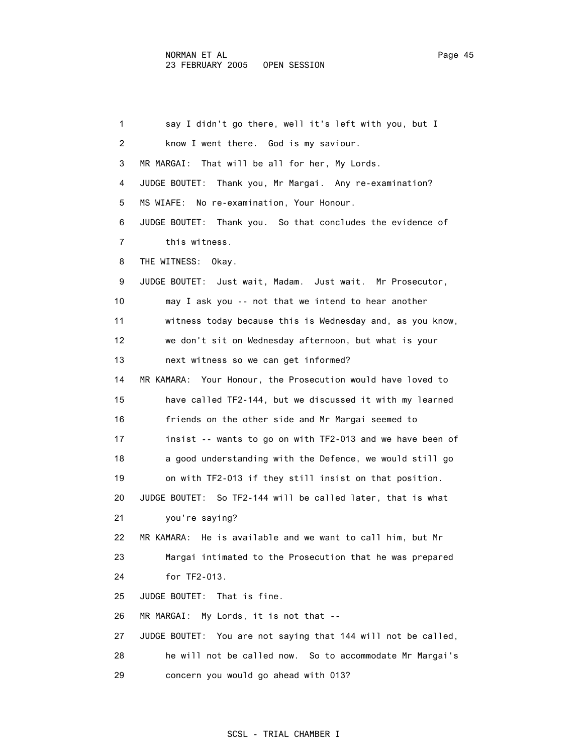1 say I didn't go there, well it's left with you, but I
2 know I went there. God is my saviour.
3 MR MARGAI: That will be all for her, My Lords.
4 JUDGE BOUTET: Thank you, Mr Margai. Any re-examination?
5 MS WIAFE: No re-examination, Your Honour.
6 JUDGE BOUTET: Thank you. So that concludes the evidence of
7 this witness.
8 THE WITNESS: Okay.
9 JUDGE BOUTET: Just wait, Madam. Just wait. Mr Prosecutor,
10 may I ask you -- not that we intend to hear another
11 witness today because this is Wednesday and, as you know,
12 we don't sit on Wednesday afternoon, but what is your
13 next witness so we can get informed?
14 MR KAMARA: Your Honour, the Prosecution would have loved to
15 have called TF2-144, but we discussed it with my learned
16 friends on the other side and Mr Margai seemed to
17 insist -- wants to go on with TF2-013 and we have been of
18 a good understanding with the Defence, we would still go
19 on with TF2-013 if they still insist on that position.
20 JUDGE BOUTET: So TF2-144 will be called later, that is what
21 you're saying?
22 MR KAMARA: He is available and we want to call him, but Mr
23 Margai intimated to the Prosecution that he was prepared
24 for TF2-013.
25 JUDGE BOUTET: That is fine.
26 MR MARGAI: My Lords, it is not that --
27 JUDGE BOUTET: You are not saying that 144 will not be called,
28 he will not be called now. So to accommodate Mr Margai's
29 concern you would go ahead with 013?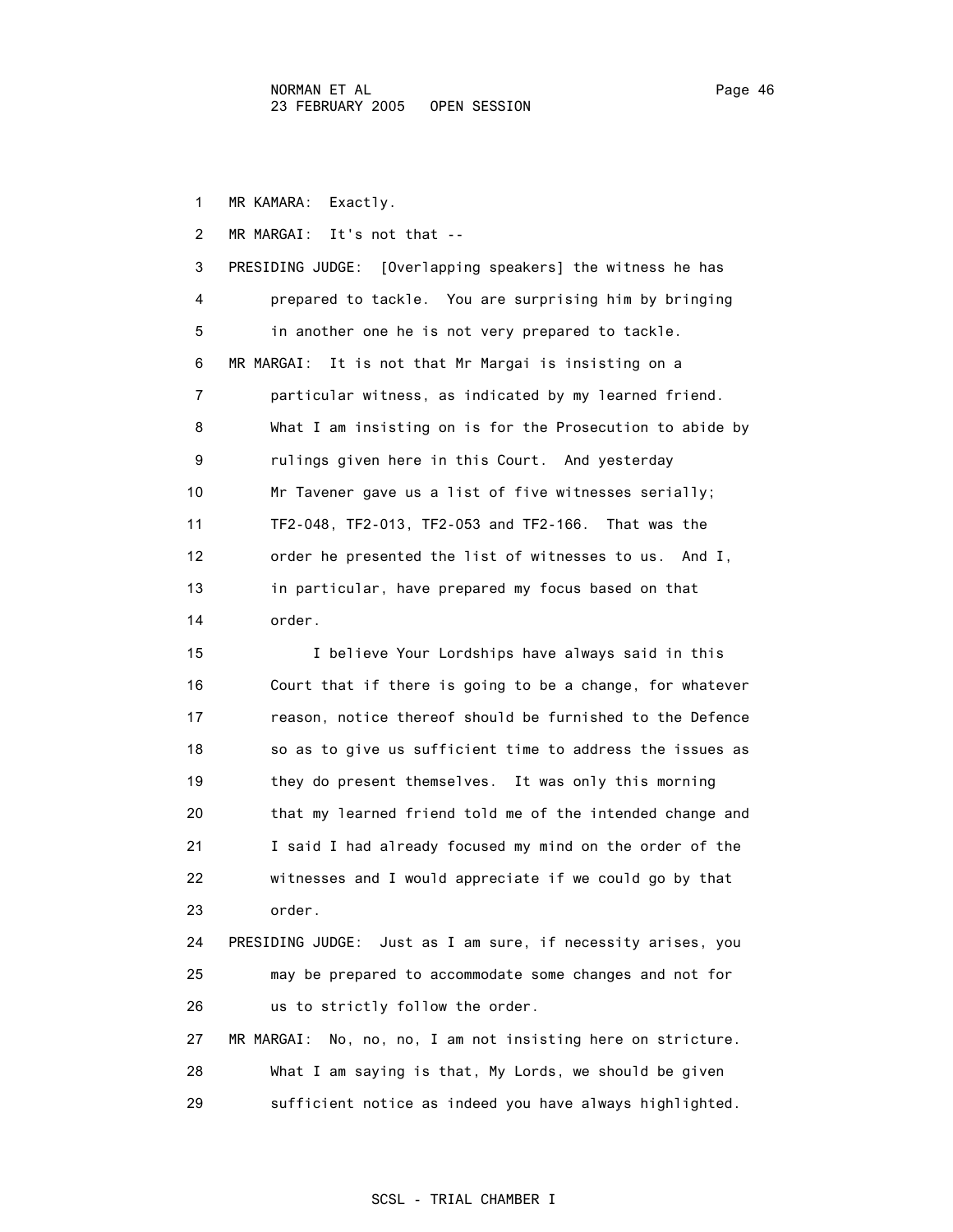MR KAMARA: Exactly.

MR MARGAI: It's not that --

PRESIDING JUDGE: [Overlapping speakers] the witness he has prepared to tackle. You are surprising him by bringing in another one he is not very prepared to tackle.

MR MARGAI: It is not that Mr Margai is insisting on a particular witness, as indicated by my learned friend. What I am insisting on is for the Prosecution to abide by rulings given here in this Court. And yesterday Mr Tavener gave us a list of five witnesses serially; TF2-048, TF2-013, TF2-053 and TF2-166. That was the order he presented the list of witnesses to us. And I, in particular, have prepared my focus based on that order.

I believe Your Lordships have always said in this Court that if there is going to be a change, for whatever reason, notice thereof should be furnished to the Defence so as to give us sufficient time to address the issues as they do present themselves. It was only this morning that my learned friend told me of the intended change and I said I had already focused my mind on the order of the witnesses and I would appreciate if we could go by that order.

PRESIDING JUDGE: Just as I am sure, if necessity arises, you may be prepared to accommodate some changes and not for us to strictly follow the order.

MR MARGAI: No, no, no, I am not insisting here on stricture. What I am saying is that, My Lords, we should be given sufficient notice as indeed you have always highlighted.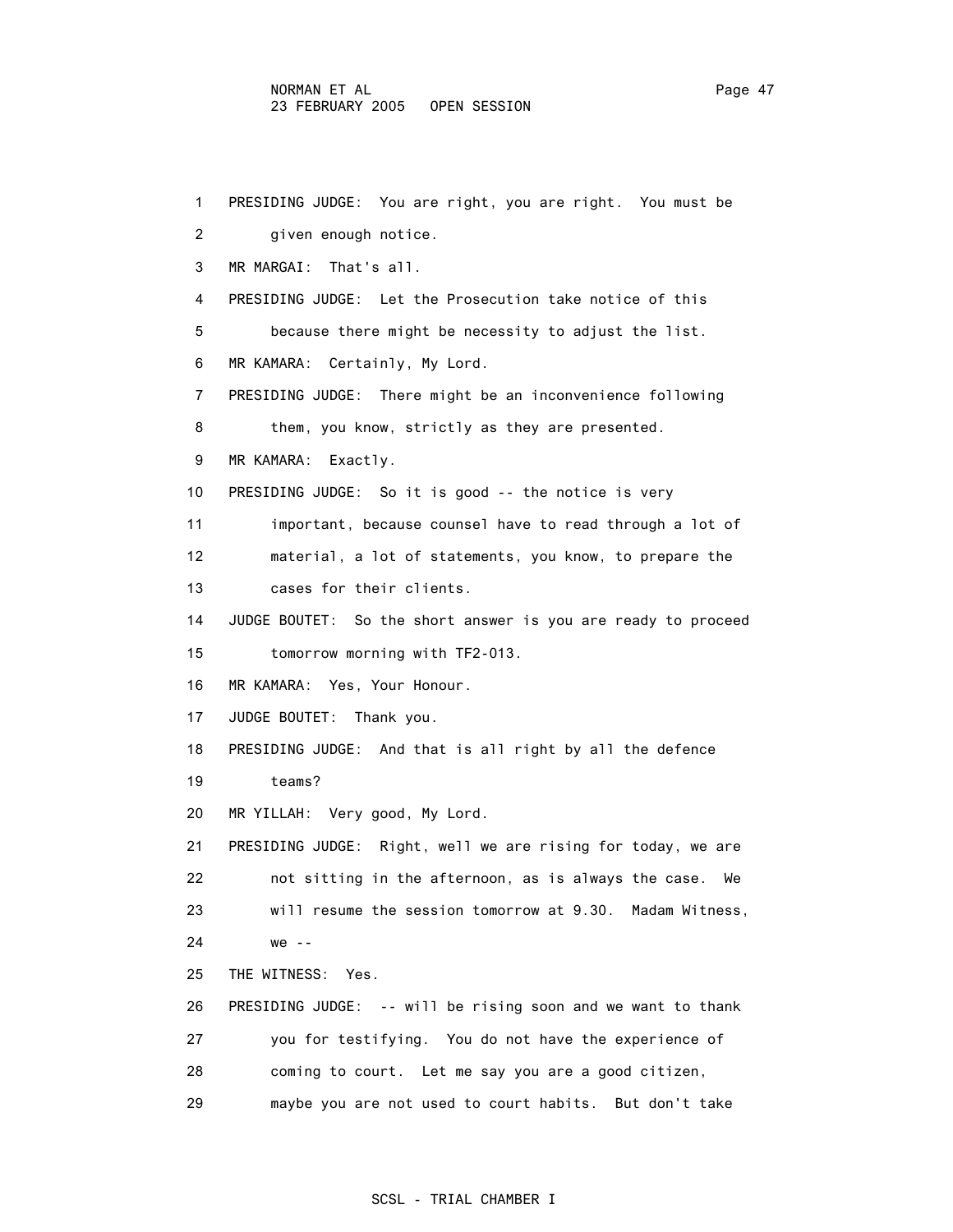1 PRESIDING JUDGE: You are right, you are right. You must be given enough notice.

3 MR MARGAI: That's all.

4 PRESIDING JUDGE: Let the Prosecution take notice of this because there might be necessity to adjust the list.

6 MR KAMARA: Certainly, My Lord.

7 PRESIDING JUDGE: There might be an inconvenience following them, you know, strictly as they are presented.

9 MR KAMARA: Exactly.

10 PRESIDING JUDGE: So it is good -- the notice is very important, because counsel have to read through a lot of material, a lot of statements, you know, to prepare the cases for their clients.

14 JUDGE BOUTET: So the short answer is you are ready to proceed tomorrow morning with TF2-013.

16 MR KAMARA: Yes, Your Honour.

17 JUDGE BOUTET: Thank you.

18 PRESIDING JUDGE: And that is all right by all the defence teams?

20 MR YILLAH: Very good, My Lord.

21 PRESIDING JUDGE: Right, well we are rising for today, we are not sitting in the afternoon, as is always the case. We will resume the session tomorrow at 9.30. Madam Witness, we --

25 THE WITNESS: Yes.

26 PRESIDING JUDGE: -- will be rising soon and we want to thank you for testifying. You do not have the experience of coming to court. Let me say you are a good citizen, maybe you are not used to court habits. But don't take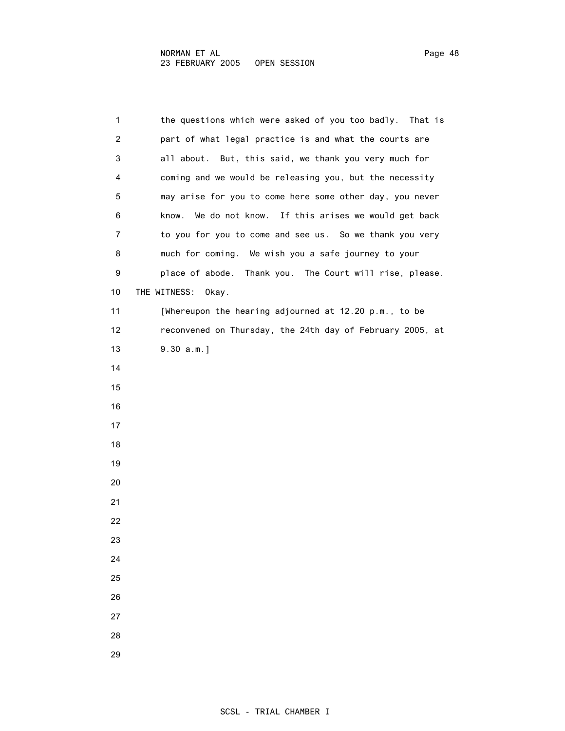the questions which were asked of you too badly. That is part of what legal practice is and what the courts are all about. But, this said, we thank you very much for coming and we would be releasing you, but the necessity may arise for you to come here some other day, you never know. We do not know. If this arises we would get back to you for you to come and see us. So we thank you very much for coming. We wish you a safe journey to your place of abode. Thank you. The Court will rise, please.

THE WITNESS: Okay.

[Whereupon the hearing adjourned at 12.20 p.m., to be reconvened on Thursday, the 24th day of February 2005, at 9.30 a.m.]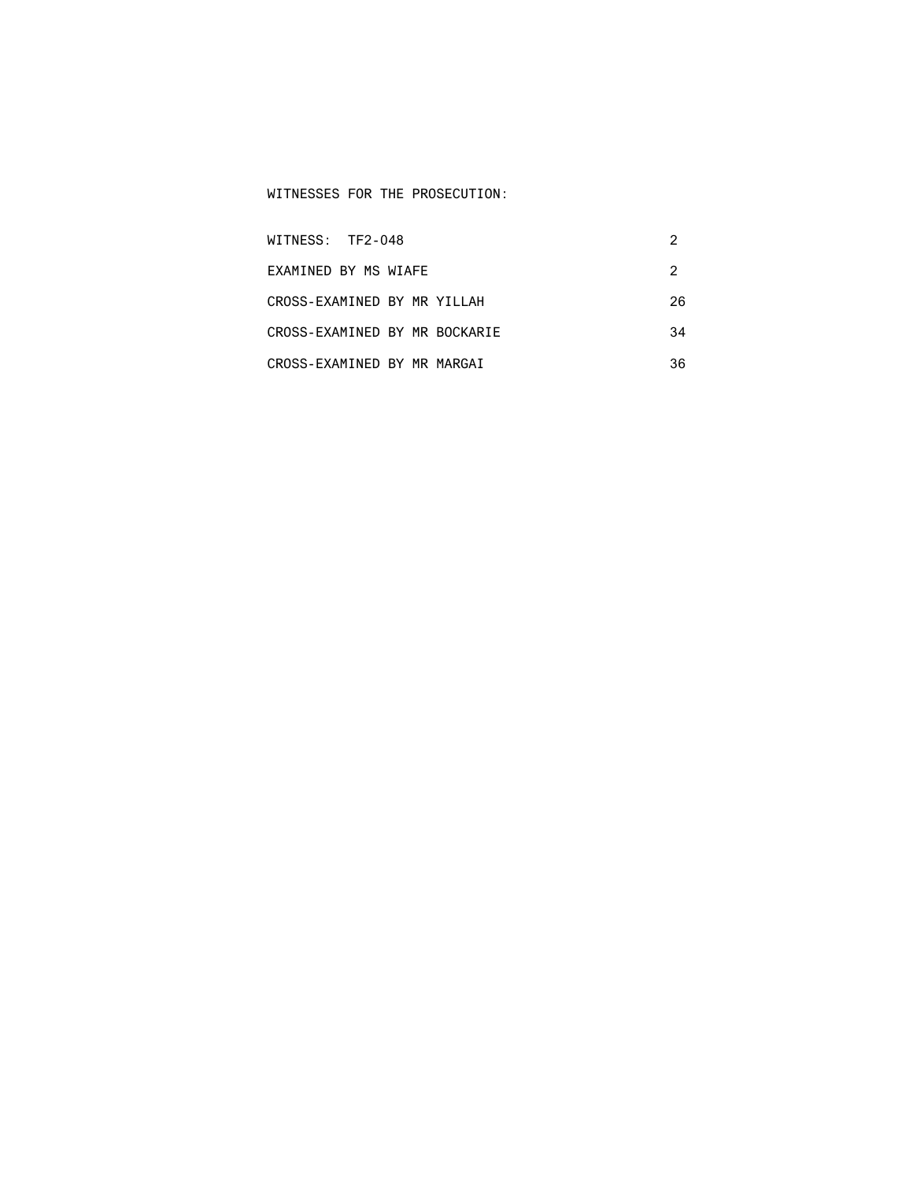WITNESSES FOR THE PROSECUTION:

| | |
|---|---|
| WITNESS: TF2-048 | 2 |
| EXAMINED BY MS WIAFE | 2 |
| CROSS-EXAMINED BY MR YILLAH | 26 |
| CROSS-EXAMINED BY MR BOCKARIE | 34 |
| CROSS-EXAMINED BY MR MARGAI | 36 |